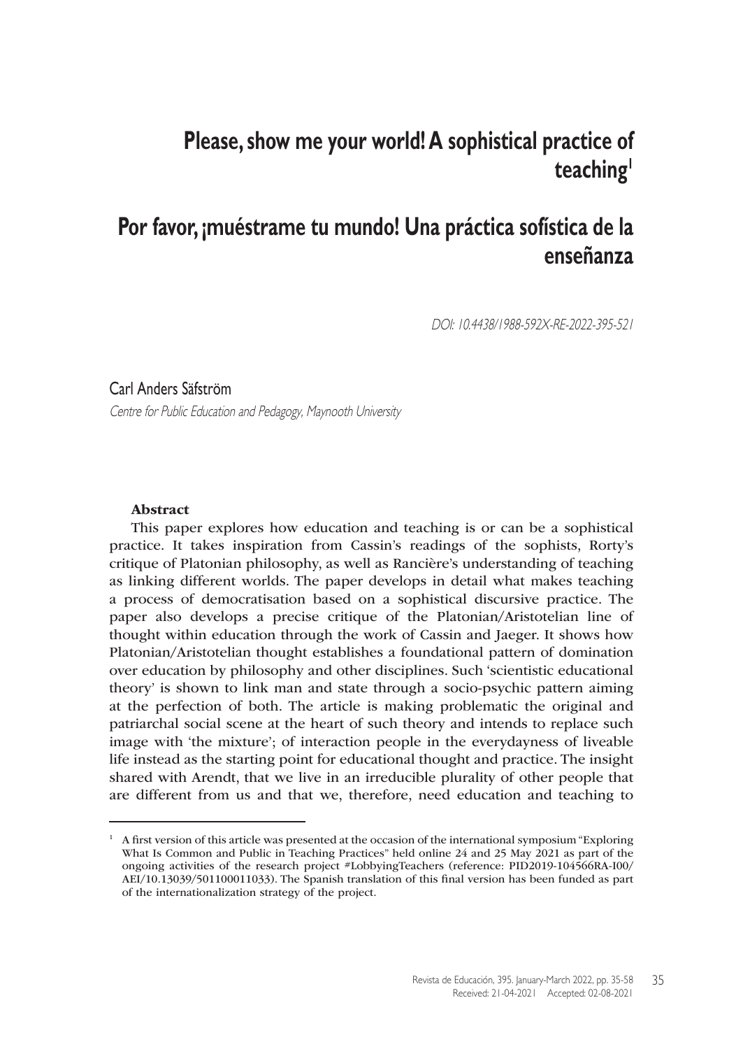# Please, show me your world! A sophistical practice of teaching[1]

# Por favor, ¡muéstrame tu mundo! Una práctica sofística de la enseñanza

*DOI: 10.4438/1988-592X-RE-2022-395-521*

Carl Anders Säfström

*Centre for Public Education and Pedagogy, Maynooth University*

**Abstract**

This paper explores how education and teaching is or can be a sophistical practice. It takes inspiration from Cassin's readings of the sophists, Rorty's critique of Platonian philosophy, as well as Rancière's understanding of teaching as linking different worlds. The paper develops in detail what makes teaching a process of democratisation based on a sophistical discursive practice. The paper also develops a precise critique of the Platonian/Aristotelian line of thought within education through the work of Cassin and Jaeger. It shows how Platonian/Aristotelian thought establishes a foundational pattern of domination over education by philosophy and other disciplines. Such 'scientistic educational theory' is shown to link man and state through a socio-psychic pattern aiming at the perfection of both. The article is making problematic the original and patriarchal social scene at the heart of such theory and intends to replace such image with 'the mixture'; of interaction people in the everydayness of liveable life instead as the starting point for educational thought and practice. The insight shared with Arendt, that we live in an irreducible plurality of other people that are different from us and that we, therefore, need education and teaching to

[1] A first version of this article was presented at the occasion of the international symposium "Exploring What Is Common and Public in Teaching Practices" held online 24 and 25 May 2021 as part of the ongoing activities of the research project #LobbyingTeachers (reference: PID2019-104566RA-I00/AEI/10.13039/501100011033). The Spanish translation of this final version has been funded as part of the internationalization strategy of the project.

Received: 21-04-2021 Accepted: 02-08-2021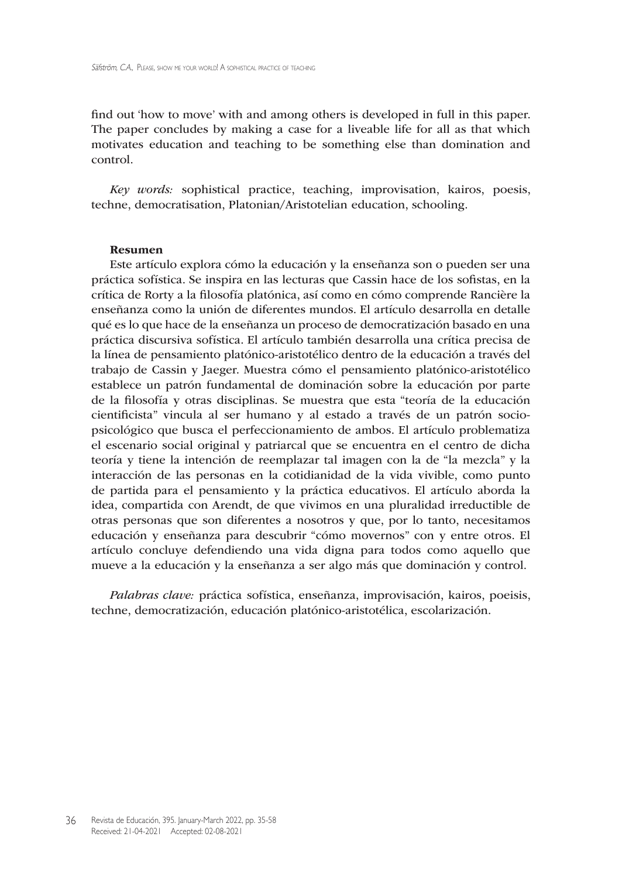find out 'how to move' with and among others is developed in full in this paper. The paper concludes by making a case for a liveable life for all as that which motivates education and teaching to be something else than domination and control.

*Key words:* sophistical practice, teaching, improvisation, kairos, poesis, techne, democratisation, Platonian/Aristotelian education, schooling.

**Resumen**

Este artículo explora cómo la educación y la enseñanza son o pueden ser una práctica sofística. Se inspira en las lecturas que Cassin hace de los sofistas, en la crítica de Rorty a la filosofía platónica, así como en cómo comprende Rancière la enseñanza como la unión de diferentes mundos. El artículo desarrolla en detalle qué es lo que hace de la enseñanza un proceso de democratización basado en una práctica discursiva sofística. El artículo también desarrolla una crítica precisa de la línea de pensamiento platónico-aristotélico dentro de la educación a través del trabajo de Cassin y Jaeger. Muestra cómo el pensamiento platónico-aristotélico establece un patrón fundamental de dominación sobre la educación por parte de la filosofía y otras disciplinas. Se muestra que esta "teoría de la educación cientificista" vincula al ser humano y al estado a través de un patrón socio-psicológico que busca el perfeccionamiento de ambos. El artículo problematiza el escenario social original y patriarcal que se encuentra en el centro de dicha teoría y tiene la intención de reemplazar tal imagen con la de "la mezcla" y la interacción de las personas en la cotidianidad de la vida vivible, como punto de partida para el pensamiento y la práctica educativos. El artículo aborda la idea, compartida con Arendt, de que vivimos en una pluralidad irreductible de otras personas que son diferentes a nosotros y que, por lo tanto, necesitamos educación y enseñanza para descubrir "cómo movernos" con y entre otros. El artículo concluye defendiendo una vida digna para todos como aquello que mueve a la educación y la enseñanza a ser algo más que dominación y control.

*Palabras clave:* práctica sofística, enseñanza, improvisación, kairos, poeisis, techne, democratización, educación platónico-aristotélica, escolarización.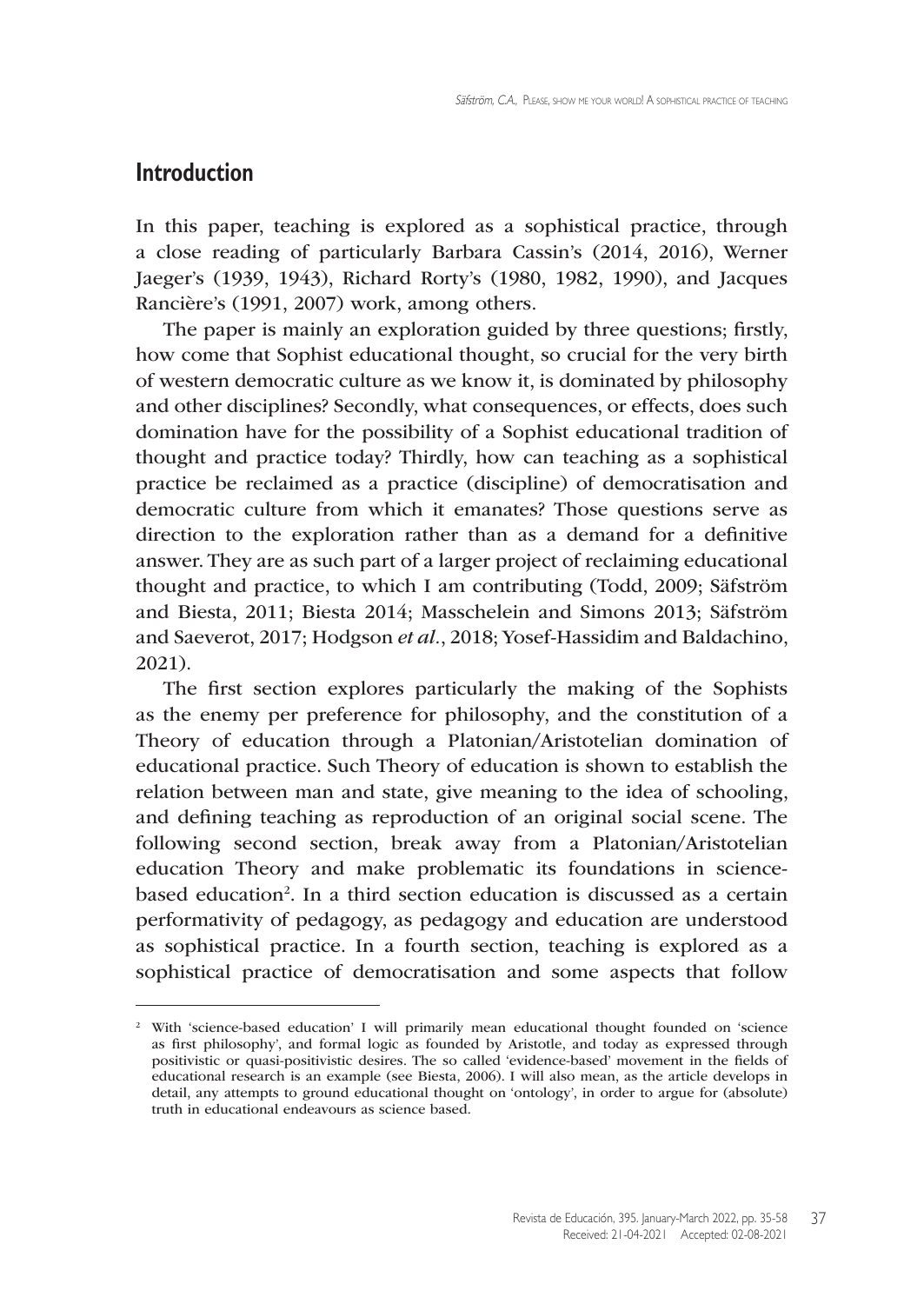## Introduction

In this paper, teaching is explored as a sophistical practice, through a close reading of particularly Barbara Cassin's (2014, 2016), Werner Jaeger's (1939, 1943), Richard Rorty's (1980, 1982, 1990), and Jacques Rancière's (1991, 2007) work, among others.

The paper is mainly an exploration guided by three questions; firstly, how come that Sophist educational thought, so crucial for the very birth of western democratic culture as we know it, is dominated by philosophy and other disciplines? Secondly, what consequences, or effects, does such domination have for the possibility of a Sophist educational tradition of thought and practice today? Thirdly, how can teaching as a sophistical practice be reclaimed as a practice (discipline) of democratisation and democratic culture from which it emanates? Those questions serve as direction to the exploration rather than as a demand for a definitive answer. They are as such part of a larger project of reclaiming educational thought and practice, to which I am contributing (Todd, 2009; Säfström and Biesta, 2011; Biesta 2014; Masschelein and Simons 2013; Säfström and Saeverot, 2017; Hodgson *et al.*, 2018; Yosef-Hassidim and Baldachino, 2021).

The first section explores particularly the making of the Sophists as the enemy per preference for philosophy, and the constitution of a Theory of education through a Platonian/Aristotelian domination of educational practice. Such Theory of education is shown to establish the relation between man and state, give meaning to the idea of schooling, and defining teaching as reproduction of an original social scene. The following second section, break away from a Platonian/Aristotelian education Theory and make problematic its foundations in science-based education[2]. In a third section education is discussed as a certain performativity of pedagogy, as pedagogy and education are understood as sophistical practice. In a fourth section, teaching is explored as a sophistical practice of democratisation and some aspects that follow

[2] With 'science-based education' I will primarily mean educational thought founded on 'science as first philosophy', and formal logic as founded by Aristotle, and today as expressed through positivistic or quasi-positivistic desires. The so called 'evidence-based' movement in the fields of educational research is an example (see Biesta, 2006). I will also mean, as the article develops in detail, any attempts to ground educational thought on 'ontology', in order to argue for (absolute) truth in educational endeavours as science based.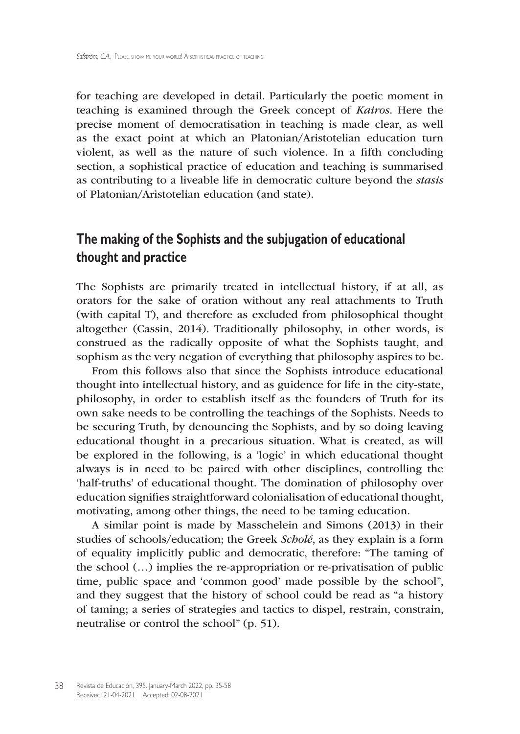for teaching are developed in detail. Particularly the poetic moment in teaching is examined through the Greek concept of *Kairos*. Here the precise moment of democratisation in teaching is made clear, as well as the exact point at which an Platonian/Aristotelian education turn violent, as well as the nature of such violence. In a fifth concluding section, a sophistical practice of education and teaching is summarised as contributing to a liveable life in democratic culture beyond the *stasis* of Platonian/Aristotelian education (and state).

## The making of the Sophists and the subjugation of educational thought and practice

The Sophists are primarily treated in intellectual history, if at all, as orators for the sake of oration without any real attachments to Truth (with capital T), and therefore as excluded from philosophical thought altogether (Cassin, 2014). Traditionally philosophy, in other words, is construed as the radically opposite of what the Sophists taught, and sophism as the very negation of everything that philosophy aspires to be.

From this follows also that since the Sophists introduce educational thought into intellectual history, and as guidence for life in the city-state, philosophy, in order to establish itself as the founders of Truth for its own sake needs to be controlling the teachings of the Sophists. Needs to be securing Truth, by denouncing the Sophists, and by so doing leaving educational thought in a precarious situation. What is created, as will be explored in the following, is a 'logic' in which educational thought always is in need to be paired with other disciplines, controlling the 'half-truths' of educational thought. The domination of philosophy over education signifies straightforward colonialisation of educational thought, motivating, among other things, the need to be taming education.

A similar point is made by Masschelein and Simons (2013) in their studies of schools/education; the Greek *Scholé*, as they explain is a form of equality implicitly public and democratic, therefore: "The taming of the school (…) implies the re-appropriation or re-privatisation of public time, public space and 'common good' made possible by the school", and they suggest that the history of school could be read as "a history of taming; a series of strategies and tactics to dispel, restrain, constrain, neutralise or control the school" (p. 51).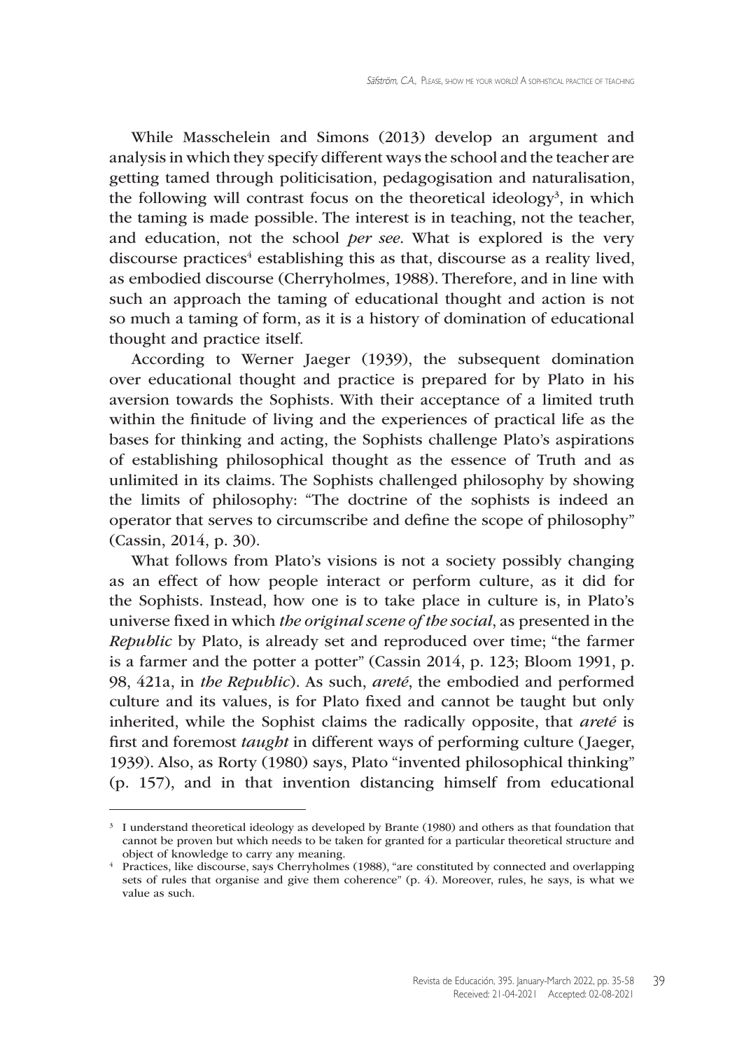While Masschelein and Simons (2013) develop an argument and analysis in which they specify different ways the school and the teacher are getting tamed through politicisation, pedagogisation and naturalisation, the following will contrast focus on the theoretical ideology[3], in which the taming is made possible. The interest is in teaching, not the teacher, and education, not the school *per see*. What is explored is the very discourse practices[4] establishing this as that, discourse as a reality lived, as embodied discourse (Cherryholmes, 1988). Therefore, and in line with such an approach the taming of educational thought and action is not so much a taming of form, as it is a history of domination of educational thought and practice itself.

According to Werner Jaeger (1939), the subsequent domination over educational thought and practice is prepared for by Plato in his aversion towards the Sophists. With their acceptance of a limited truth within the finitude of living and the experiences of practical life as the bases for thinking and acting, the Sophists challenge Plato's aspirations of establishing philosophical thought as the essence of Truth and as unlimited in its claims. The Sophists challenged philosophy by showing the limits of philosophy: "The doctrine of the sophists is indeed an operator that serves to circumscribe and define the scope of philosophy" (Cassin, 2014, p. 30).

What follows from Plato's visions is not a society possibly changing as an effect of how people interact or perform culture, as it did for the Sophists. Instead, how one is to take place in culture is, in Plato's universe fixed in which *the original scene of the social*, as presented in the *Republic* by Plato, is already set and reproduced over time; "the farmer is a farmer and the potter a potter" (Cassin 2014, p. 123; Bloom 1991, p. 98, 421a, in *the Republic*). As such, *areté*, the embodied and performed culture and its values, is for Plato fixed and cannot be taught but only inherited, while the Sophist claims the radically opposite, that *areté* is first and foremost *taught* in different ways of performing culture (Jaeger, 1939). Also, as Rorty (1980) says, Plato "invented philosophical thinking" (p. 157), and in that invention distancing himself from educational

[3] I understand theoretical ideology as developed by Brante (1980) and others as that foundation that cannot be proven but which needs to be taken for granted for a particular theoretical structure and object of knowledge to carry any meaning.

[4] Practices, like discourse, says Cherryholmes (1988), "are constituted by connected and overlapping sets of rules that organise and give them coherence" (p. 4). Moreover, rules, he says, is what we value as such.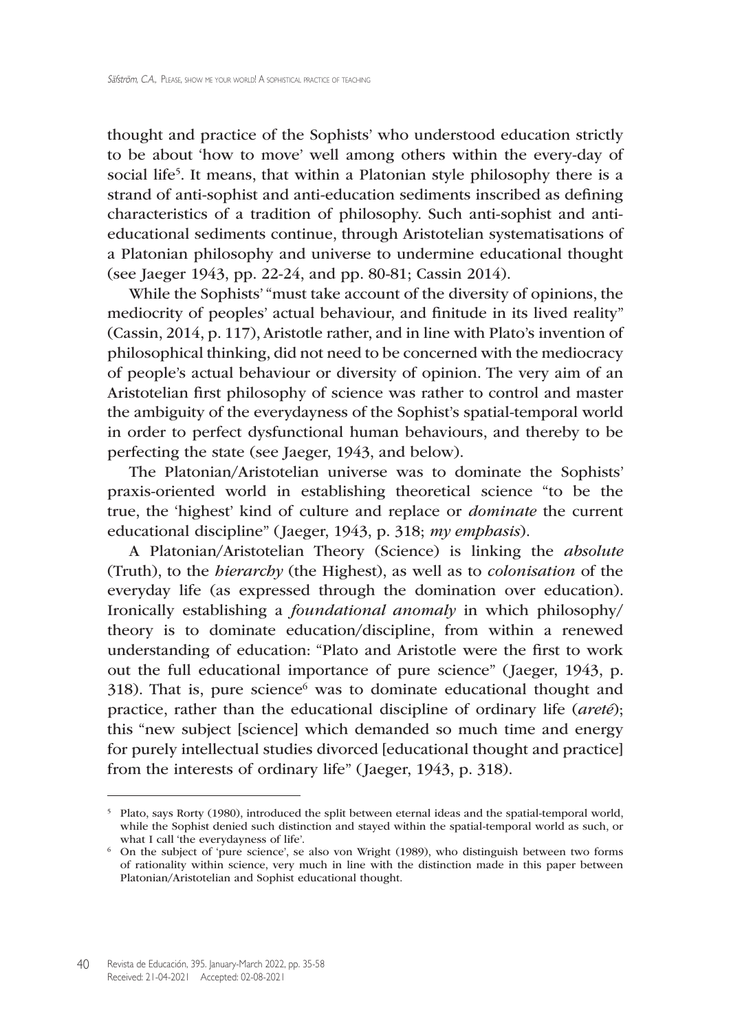thought and practice of the Sophists' who understood education strictly to be about 'how to move' well among others within the every-day of social life[5]. It means, that within a Platonian style philosophy there is a strand of anti-sophist and anti-education sediments inscribed as defining characteristics of a tradition of philosophy. Such anti-sophist and anti-educational sediments continue, through Aristotelian systematisations of a Platonian philosophy and universe to undermine educational thought (see Jaeger 1943, pp. 22-24, and pp. 80-81; Cassin 2014).

While the Sophists' "must take account of the diversity of opinions, the mediocrity of peoples' actual behaviour, and finitude in its lived reality" (Cassin, 2014, p. 117), Aristotle rather, and in line with Plato's invention of philosophical thinking, did not need to be concerned with the mediocracy of people's actual behaviour or diversity of opinion. The very aim of an Aristotelian first philosophy of science was rather to control and master the ambiguity of the everydayness of the Sophist's spatial-temporal world in order to perfect dysfunctional human behaviours, and thereby to be perfecting the state (see Jaeger, 1943, and below).

The Platonian/Aristotelian universe was to dominate the Sophists' praxis-oriented world in establishing theoretical science "to be the true, the 'highest' kind of culture and replace or *dominate* the current educational discipline" (Jaeger, 1943, p. 318; *my emphasis*).

A Platonian/Aristotelian Theory (Science) is linking the *absolute* (Truth), to the *hierarchy* (the Highest), as well as to *colonisation* of the everyday life (as expressed through the domination over education). Ironically establishing a *foundational anomaly* in which philosophy/theory is to dominate education/discipline, from within a renewed understanding of education: "Plato and Aristotle were the first to work out the full educational importance of pure science" (Jaeger, 1943, p. 318). That is, pure science[6] was to dominate educational thought and practice, rather than the educational discipline of ordinary life (*areté*); this "new subject [science] which demanded so much time and energy for purely intellectual studies divorced [educational thought and practice] from the interests of ordinary life" (Jaeger, 1943, p. 318).

---

[5] Plato, says Rorty (1980), introduced the split between eternal ideas and the spatial-temporal world, while the Sophist denied such distinction and stayed within the spatial-temporal world as such, or what I call 'the everydayness of life'.

[6] On the subject of 'pure science', se also von Wright (1989), who distinguish between two forms of rationality within science, very much in line with the distinction made in this paper between Platonian/Aristotelian and Sophist educational thought.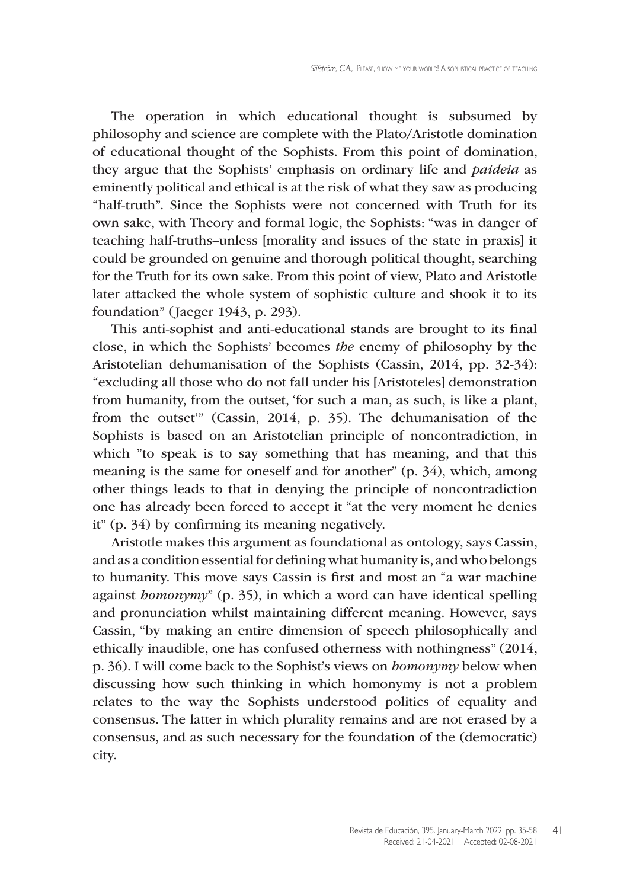The operation in which educational thought is subsumed by philosophy and science are complete with the Plato/Aristotle domination of educational thought of the Sophists. From this point of domination, they argue that the Sophists' emphasis on ordinary life and *paideia* as eminently political and ethical is at the risk of what they saw as producing "half-truth". Since the Sophists were not concerned with Truth for its own sake, with Theory and formal logic, the Sophists: "was in danger of teaching half-truths–unless [morality and issues of the state in praxis] it could be grounded on genuine and thorough political thought, searching for the Truth for its own sake. From this point of view, Plato and Aristotle later attacked the whole system of sophistic culture and shook it to its foundation" (Jaeger 1943, p. 293).

This anti-sophist and anti-educational stands are brought to its final close, in which the Sophists' becomes *the* enemy of philosophy by the Aristotelian dehumanisation of the Sophists (Cassin, 2014, pp. 32-34): "excluding all those who do not fall under his [Aristoteles] demonstration from humanity, from the outset, 'for such a man, as such, is like a plant, from the outset'" (Cassin, 2014, p. 35). The dehumanisation of the Sophists is based on an Aristotelian principle of noncontradiction, in which "to speak is to say something that has meaning, and that this meaning is the same for oneself and for another" (p. 34), which, among other things leads to that in denying the principle of noncontradiction one has already been forced to accept it "at the very moment he denies it" (p. 34) by confirming its meaning negatively.

Aristotle makes this argument as foundational as ontology, says Cassin, and as a condition essential for defining what humanity is, and who belongs to humanity. This move says Cassin is first and most an "a war machine against *homonymy*" (p. 35), in which a word can have identical spelling and pronunciation whilst maintaining different meaning. However, says Cassin, "by making an entire dimension of speech philosophically and ethically inaudible, one has confused otherness with nothingness" (2014, p. 36). I will come back to the Sophist's views on *homonymy* below when discussing how such thinking in which homonymy is not a problem relates to the way the Sophists understood politics of equality and consensus. The latter in which plurality remains and are not erased by a consensus, and as such necessary for the foundation of the (democratic) city.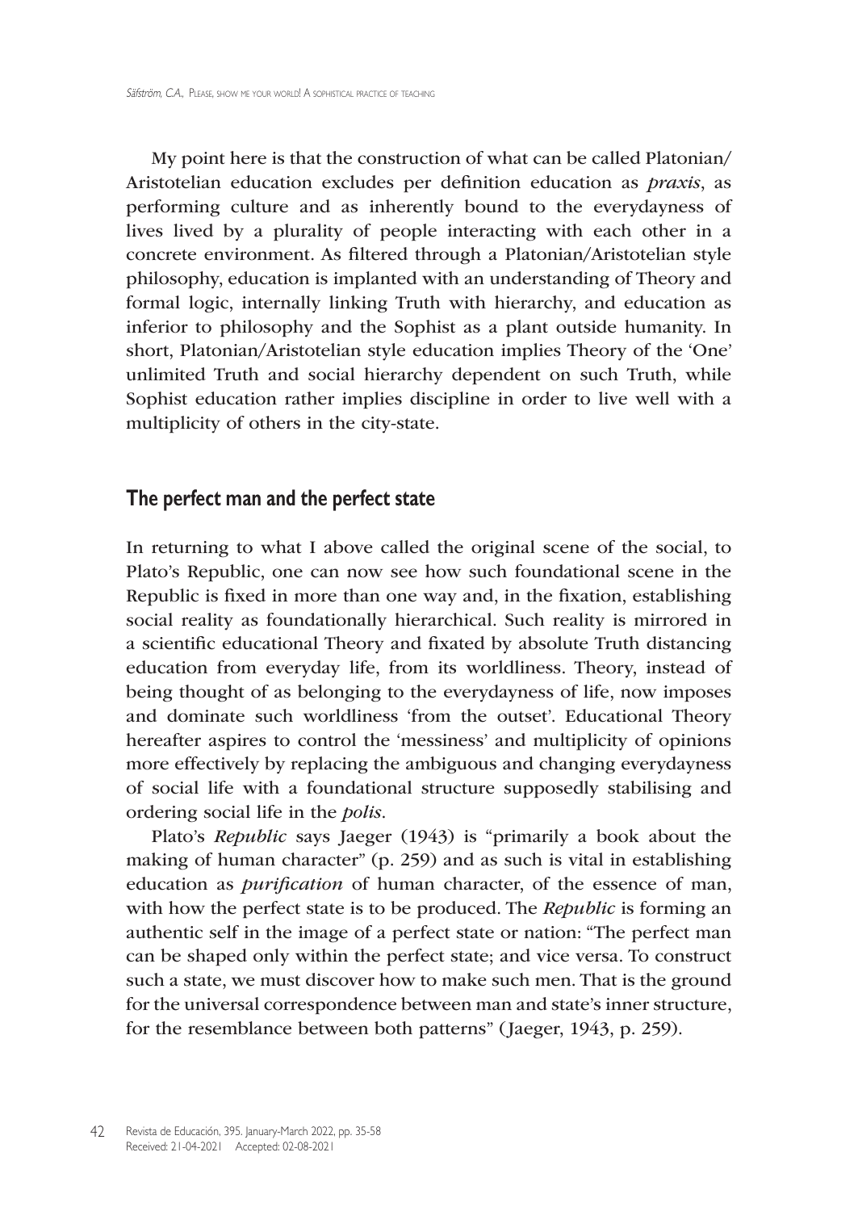My point here is that the construction of what can be called Platonian/Aristotelian education excludes per definition education as *praxis*, as performing culture and as inherently bound to the everydayness of lives lived by a plurality of people interacting with each other in a concrete environment. As filtered through a Platonian/Aristotelian style philosophy, education is implanted with an understanding of Theory and formal logic, internally linking Truth with hierarchy, and education as inferior to philosophy and the Sophist as a plant outside humanity. In short, Platonian/Aristotelian style education implies Theory of the 'One' unlimited Truth and social hierarchy dependent on such Truth, while Sophist education rather implies discipline in order to live well with a multiplicity of others in the city-state.

## The perfect man and the perfect state

In returning to what I above called the original scene of the social, to Plato's Republic, one can now see how such foundational scene in the Republic is fixed in more than one way and, in the fixation, establishing social reality as foundationally hierarchical. Such reality is mirrored in a scientific educational Theory and fixated by absolute Truth distancing education from everyday life, from its worldliness. Theory, instead of being thought of as belonging to the everydayness of life, now imposes and dominate such worldliness 'from the outset'. Educational Theory hereafter aspires to control the 'messiness' and multiplicity of opinions more effectively by replacing the ambiguous and changing everydayness of social life with a foundational structure supposedly stabilising and ordering social life in the *polis*.

Plato's *Republic* says Jaeger (1943) is "primarily a book about the making of human character" (p. 259) and as such is vital in establishing education as *purification* of human character, of the essence of man, with how the perfect state is to be produced. The *Republic* is forming an authentic self in the image of a perfect state or nation: "The perfect man can be shaped only within the perfect state; and vice versa. To construct such a state, we must discover how to make such men. That is the ground for the universal correspondence between man and state's inner structure, for the resemblance between both patterns" (Jaeger, 1943, p. 259).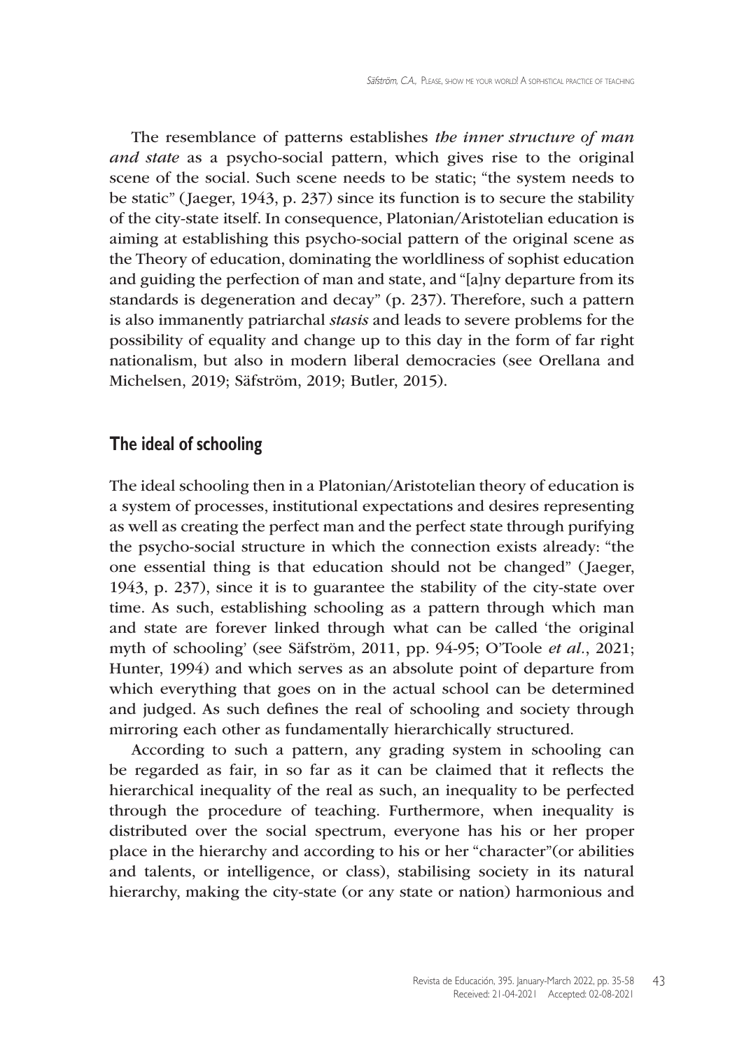The resemblance of patterns establishes *the inner structure of man and state* as a psycho-social pattern, which gives rise to the original scene of the social. Such scene needs to be static; "the system needs to be static" (Jaeger, 1943, p. 237) since its function is to secure the stability of the city-state itself. In consequence, Platonian/Aristotelian education is aiming at establishing this psycho-social pattern of the original scene as the Theory of education, dominating the worldliness of sophist education and guiding the perfection of man and state, and "[a]ny departure from its standards is degeneration and decay" (p. 237). Therefore, such a pattern is also immanently patriarchal *stasis* and leads to severe problems for the possibility of equality and change up to this day in the form of far right nationalism, but also in modern liberal democracies (see Orellana and Michelsen, 2019; Säfström, 2019; Butler, 2015).

## The ideal of schooling

The ideal schooling then in a Platonian/Aristotelian theory of education is a system of processes, institutional expectations and desires representing as well as creating the perfect man and the perfect state through purifying the psycho-social structure in which the connection exists already: "the one essential thing is that education should not be changed" (Jaeger, 1943, p. 237), since it is to guarantee the stability of the city-state over time. As such, establishing schooling as a pattern through which man and state are forever linked through what can be called 'the original myth of schooling' (see Säfström, 2011, pp. 94-95; O'Toole *et al.*, 2021; Hunter, 1994) and which serves as an absolute point of departure from which everything that goes on in the actual school can be determined and judged. As such defines the real of schooling and society through mirroring each other as fundamentally hierarchically structured.

According to such a pattern, any grading system in schooling can be regarded as fair, in so far as it can be claimed that it reflects the hierarchical inequality of the real as such, an inequality to be perfected through the procedure of teaching. Furthermore, when inequality is distributed over the social spectrum, everyone has his or her proper place in the hierarchy and according to his or her "character"(or abilities and talents, or intelligence, or class), stabilising society in its natural hierarchy, making the city-state (or any state or nation) harmonious and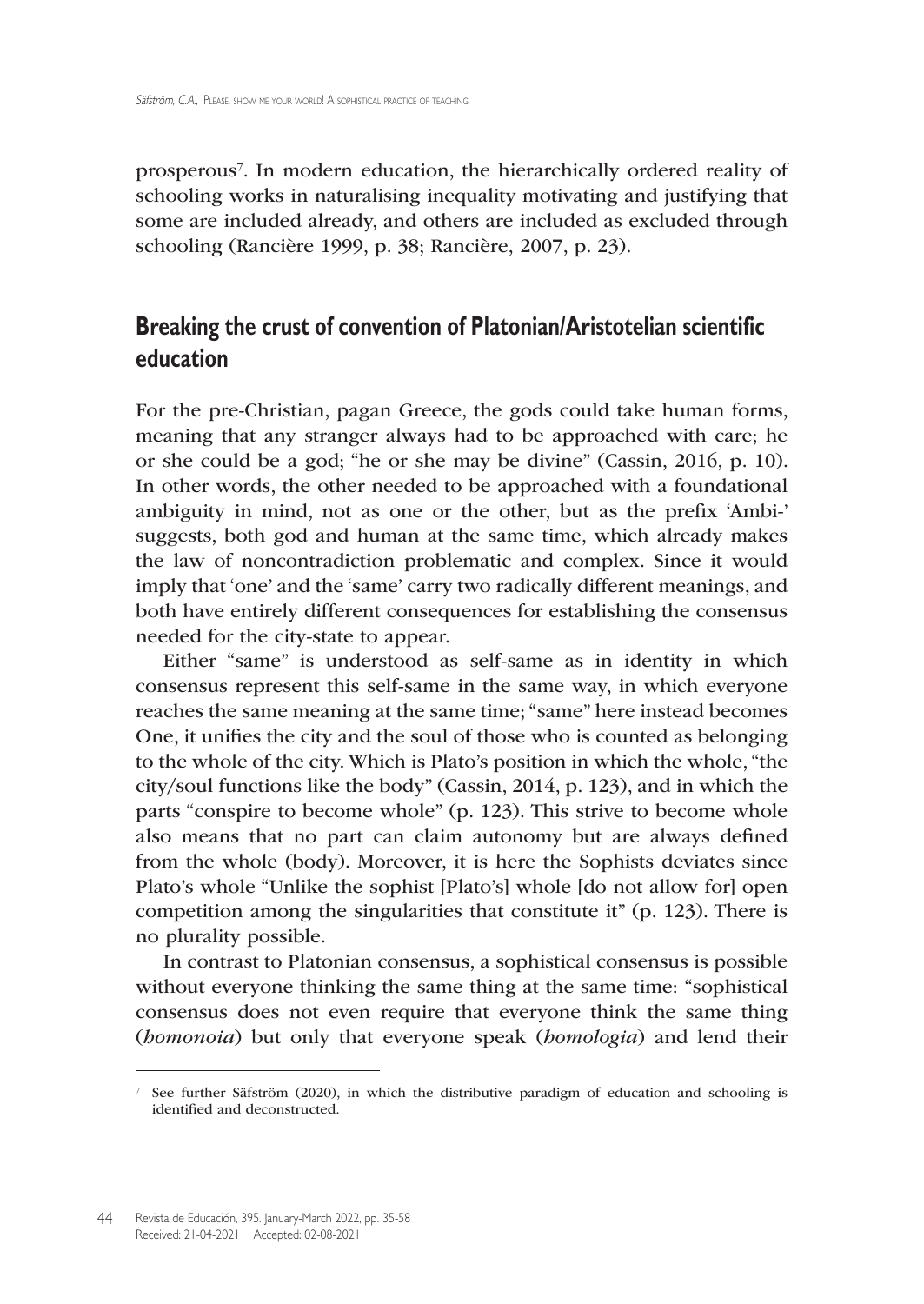prosperous[7]. In modern education, the hierarchically ordered reality of schooling works in naturalising inequality motivating and justifying that some are included already, and others are included as excluded through schooling (Rancière 1999, p. 38; Rancière, 2007, p. 23).

## Breaking the crust of convention of Platonian/Aristotelian scientific education

For the pre-Christian, pagan Greece, the gods could take human forms, meaning that any stranger always had to be approached with care; he or she could be a god; "he or she may be divine" (Cassin, 2016, p. 10). In other words, the other needed to be approached with a foundational ambiguity in mind, not as one or the other, but as the prefix 'Ambi-' suggests, both god and human at the same time, which already makes the law of noncontradiction problematic and complex. Since it would imply that 'one' and the 'same' carry two radically different meanings, and both have entirely different consequences for establishing the consensus needed for the city-state to appear.

Either "same" is understood as self-same as in identity in which consensus represent this self-same in the same way, in which everyone reaches the same meaning at the same time; "same" here instead becomes One, it unifies the city and the soul of those who is counted as belonging to the whole of the city. Which is Plato's position in which the whole, "the city/soul functions like the body" (Cassin, 2014, p. 123), and in which the parts "conspire to become whole" (p. 123). This strive to become whole also means that no part can claim autonomy but are always defined from the whole (body). Moreover, it is here the Sophists deviates since Plato's whole "Unlike the sophist [Plato's] whole [do not allow for] open competition among the singularities that constitute it" (p. 123). There is no plurality possible.

In contrast to Platonian consensus, a sophistical consensus is possible without everyone thinking the same thing at the same time: "sophistical consensus does not even require that everyone think the same thing (*homonoia*) but only that everyone speak (*homologia*) and lend their

[7] See further Säfström (2020), in which the distributive paradigm of education and schooling is identified and deconstructed.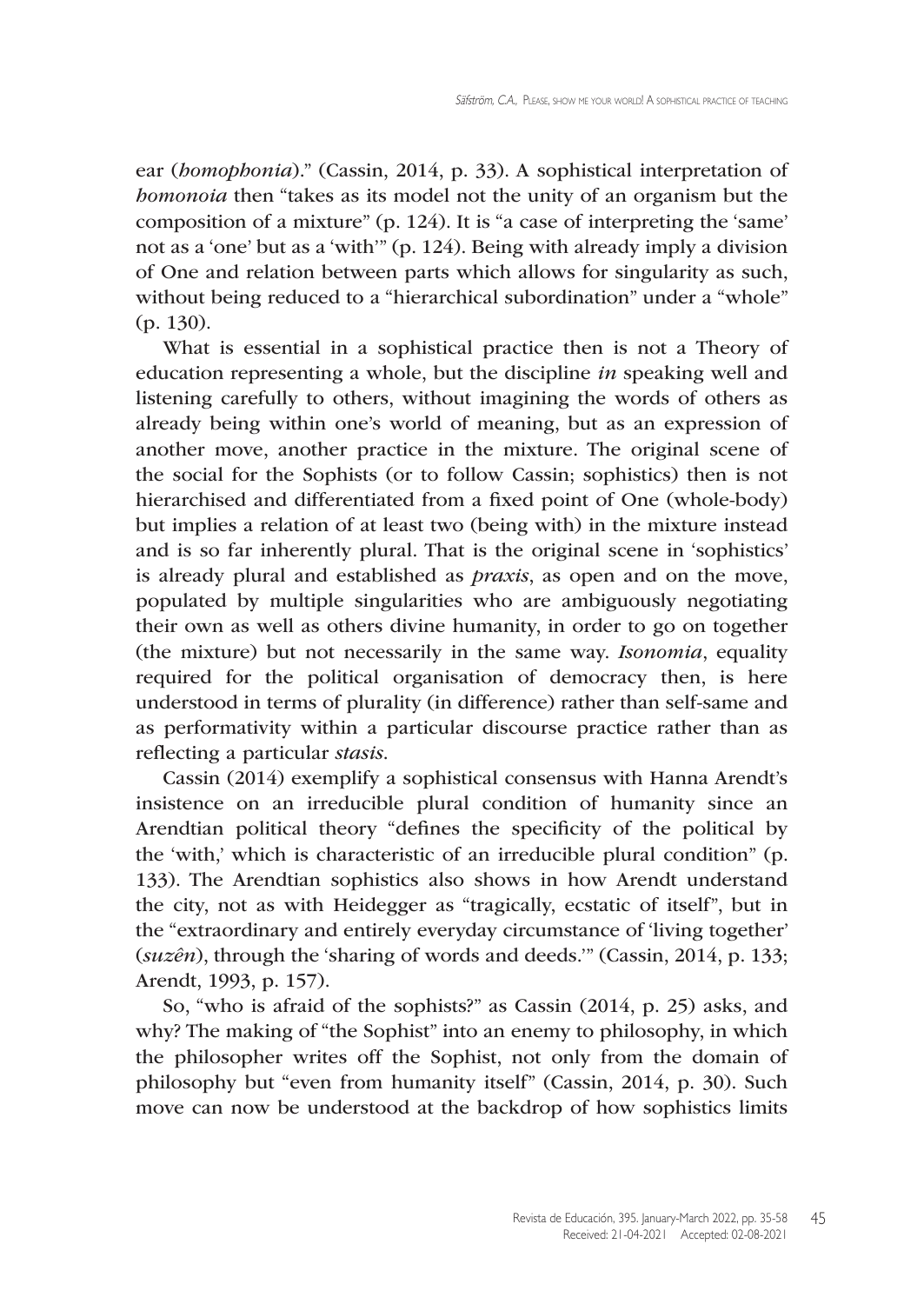ear (*homophonia*)." (Cassin, 2014, p. 33). A sophistical interpretation of *homonoia* then "takes as its model not the unity of an organism but the composition of a mixture" (p. 124). It is "a case of interpreting the 'same' not as a 'one' but as a 'with'" (p. 124). Being with already imply a division of One and relation between parts which allows for singularity as such, without being reduced to a "hierarchical subordination" under a "whole" (p. 130).

What is essential in a sophistical practice then is not a Theory of education representing a whole, but the discipline *in* speaking well and listening carefully to others, without imagining the words of others as already being within one's world of meaning, but as an expression of another move, another practice in the mixture. The original scene of the social for the Sophists (or to follow Cassin; sophistics) then is not hierarchised and differentiated from a fixed point of One (whole-body) but implies a relation of at least two (being with) in the mixture instead and is so far inherently plural. That is the original scene in 'sophistics' is already plural and established as *praxis*, as open and on the move, populated by multiple singularities who are ambiguously negotiating their own as well as others divine humanity, in order to go on together (the mixture) but not necessarily in the same way. *Isonomia*, equality required for the political organisation of democracy then, is here understood in terms of plurality (in difference) rather than self-same and as performativity within a particular discourse practice rather than as reflecting a particular *stasis*.

Cassin (2014) exemplify a sophistical consensus with Hanna Arendt's insistence on an irreducible plural condition of humanity since an Arendtian political theory "defines the specificity of the political by the 'with,' which is characteristic of an irreducible plural condition" (p. 133). The Arendtian sophistics also shows in how Arendt understand the city, not as with Heidegger as "tragically, ecstatic of itself", but in the "extraordinary and entirely everyday circumstance of 'living together' (*suzên*), through the 'sharing of words and deeds.'" (Cassin, 2014, p. 133; Arendt, 1993, p. 157).

So, "who is afraid of the sophists?" as Cassin (2014, p. 25) asks, and why? The making of "the Sophist" into an enemy to philosophy, in which the philosopher writes off the Sophist, not only from the domain of philosophy but "even from humanity itself" (Cassin, 2014, p. 30). Such move can now be understood at the backdrop of how sophistics limits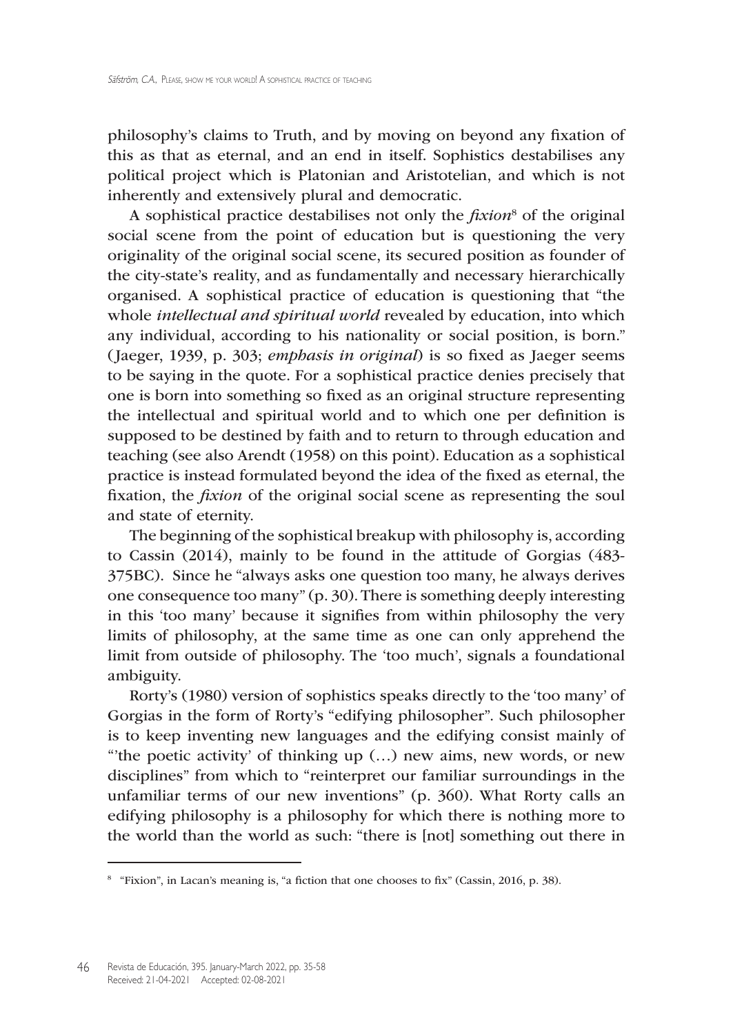philosophy's claims to Truth, and by moving on beyond any fixation of this as that as eternal, and an end in itself. Sophistics destabilises any political project which is Platonian and Aristotelian, and which is not inherently and extensively plural and democratic.

A sophistical practice destabilises not only the *fixion*[8] of the original social scene from the point of education but is questioning the very originality of the original social scene, its secured position as founder of the city-state's reality, and as fundamentally and necessary hierarchically organised. A sophistical practice of education is questioning that "the whole *intellectual and spiritual world* revealed by education, into which any individual, according to his nationality or social position, is born." (Jaeger, 1939, p. 303; *emphasis in original*) is so fixed as Jaeger seems to be saying in the quote. For a sophistical practice denies precisely that one is born into something so fixed as an original structure representing the intellectual and spiritual world and to which one per definition is supposed to be destined by faith and to return to through education and teaching (see also Arendt (1958) on this point). Education as a sophistical practice is instead formulated beyond the idea of the fixed as eternal, the fixation, the *fixion* of the original social scene as representing the soul and state of eternity.

The beginning of the sophistical breakup with philosophy is, according to Cassin (2014), mainly to be found in the attitude of Gorgias (483-375BC). Since he "always asks one question too many, he always derives one consequence too many" (p. 30). There is something deeply interesting in this 'too many' because it signifies from within philosophy the very limits of philosophy, at the same time as one can only apprehend the limit from outside of philosophy. The 'too much', signals a foundational ambiguity.

Rorty's (1980) version of sophistics speaks directly to the 'too many' of Gorgias in the form of Rorty's "edifying philosopher". Such philosopher is to keep inventing new languages and the edifying consist mainly of "'the poetic activity' of thinking up (…) new aims, new words, or new disciplines" from which to "reinterpret our familiar surroundings in the unfamiliar terms of our new inventions" (p. 360). What Rorty calls an edifying philosophy is a philosophy for which there is nothing more to the world than the world as such: "there is [not] something out there in

---

[8] "Fixion", in Lacan's meaning is, "a fiction that one chooses to fix" (Cassin, 2016, p. 38).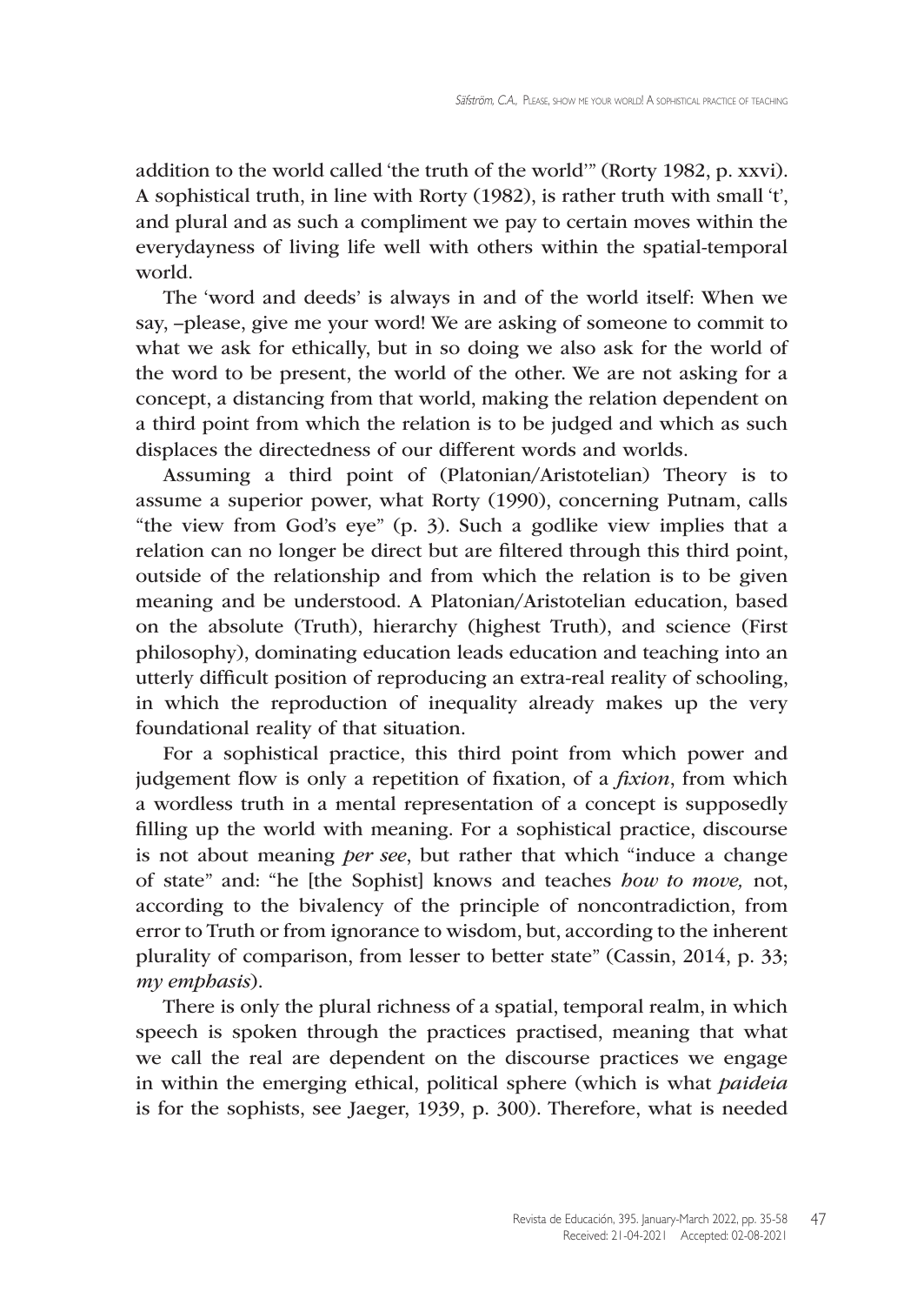addition to the world called 'the truth of the world'" (Rorty 1982, p. xxvi). A sophistical truth, in line with Rorty (1982), is rather truth with small 't', and plural and as such a compliment we pay to certain moves within the everydayness of living life well with others within the spatial-temporal world.

The 'word and deeds' is always in and of the world itself: When we say, –please, give me your word! We are asking of someone to commit to what we ask for ethically, but in so doing we also ask for the world of the word to be present, the world of the other. We are not asking for a concept, a distancing from that world, making the relation dependent on a third point from which the relation is to be judged and which as such displaces the directedness of our different words and worlds.

Assuming a third point of (Platonian/Aristotelian) Theory is to assume a superior power, what Rorty (1990), concerning Putnam, calls "the view from God's eye" (p. 3). Such a godlike view implies that a relation can no longer be direct but are filtered through this third point, outside of the relationship and from which the relation is to be given meaning and be understood. A Platonian/Aristotelian education, based on the absolute (Truth), hierarchy (highest Truth), and science (First philosophy), dominating education leads education and teaching into an utterly difficult position of reproducing an extra-real reality of schooling, in which the reproduction of inequality already makes up the very foundational reality of that situation.

For a sophistical practice, this third point from which power and judgement flow is only a repetition of fixation, of a *fixion*, from which a wordless truth in a mental representation of a concept is supposedly filling up the world with meaning. For a sophistical practice, discourse is not about meaning *per see*, but rather that which "induce a change of state" and: "he [the Sophist] knows and teaches *how to move,* not, according to the bivalency of the principle of noncontradiction, from error to Truth or from ignorance to wisdom, but, according to the inherent plurality of comparison, from lesser to better state" (Cassin, 2014, p. 33; *my emphasis*).

There is only the plural richness of a spatial, temporal realm, in which speech is spoken through the practices practised, meaning that what we call the real are dependent on the discourse practices we engage in within the emerging ethical, political sphere (which is what *paideia* is for the sophists, see Jaeger, 1939, p. 300). Therefore, what is needed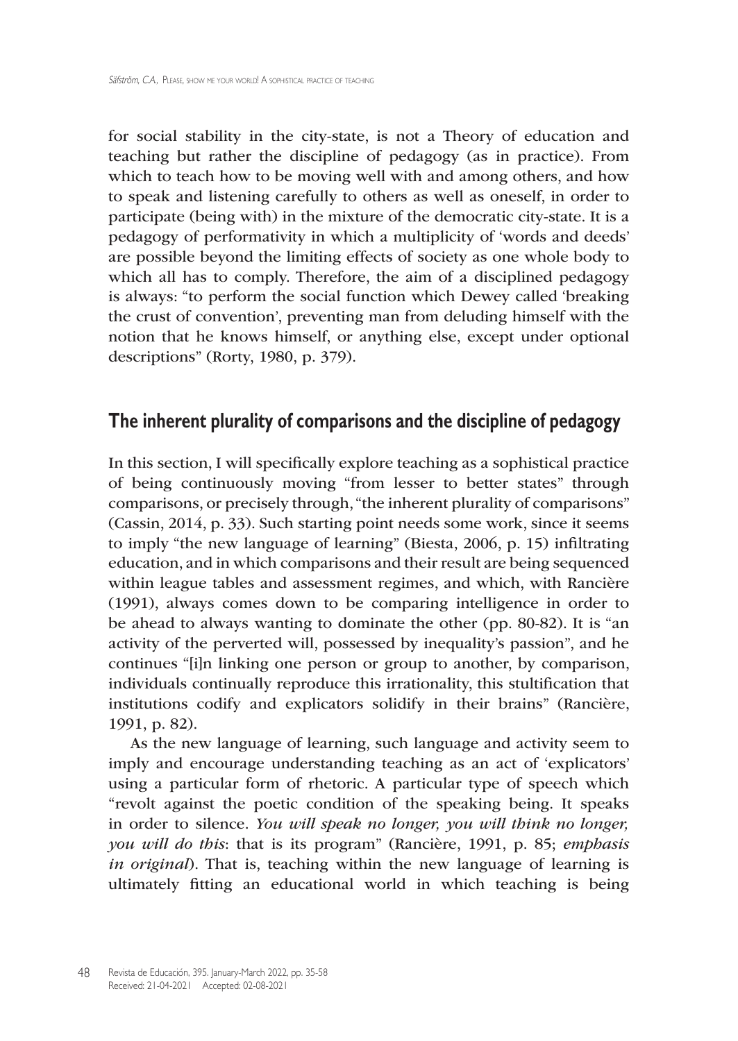for social stability in the city-state, is not a Theory of education and teaching but rather the discipline of pedagogy (as in practice). From which to teach how to be moving well with and among others, and how to speak and listening carefully to others as well as oneself, in order to participate (being with) in the mixture of the democratic city-state. It is a pedagogy of performativity in which a multiplicity of 'words and deeds' are possible beyond the limiting effects of society as one whole body to which all has to comply. Therefore, the aim of a disciplined pedagogy is always: "to perform the social function which Dewey called 'breaking the crust of convention', preventing man from deluding himself with the notion that he knows himself, or anything else, except under optional descriptions" (Rorty, 1980, p. 379).

## The inherent plurality of comparisons and the discipline of pedagogy

In this section, I will specifically explore teaching as a sophistical practice of being continuously moving "from lesser to better states" through comparisons, or precisely through, "the inherent plurality of comparisons" (Cassin, 2014, p. 33). Such starting point needs some work, since it seems to imply "the new language of learning" (Biesta, 2006, p. 15) infiltrating education, and in which comparisons and their result are being sequenced within league tables and assessment regimes, and which, with Rancière (1991), always comes down to be comparing intelligence in order to be ahead to always wanting to dominate the other (pp. 80-82). It is "an activity of the perverted will, possessed by inequality's passion", and he continues "[i]n linking one person or group to another, by comparison, individuals continually reproduce this irrationality, this stultification that institutions codify and explicators solidify in their brains" (Rancière, 1991, p. 82).

As the new language of learning, such language and activity seem to imply and encourage understanding teaching as an act of 'explicators' using a particular form of rhetoric. A particular type of speech which "revolt against the poetic condition of the speaking being. It speaks in order to silence. *You will speak no longer, you will think no longer, you will do this*: that is its program" (Rancière, 1991, p. 85; *emphasis in original*). That is, teaching within the new language of learning is ultimately fitting an educational world in which teaching is being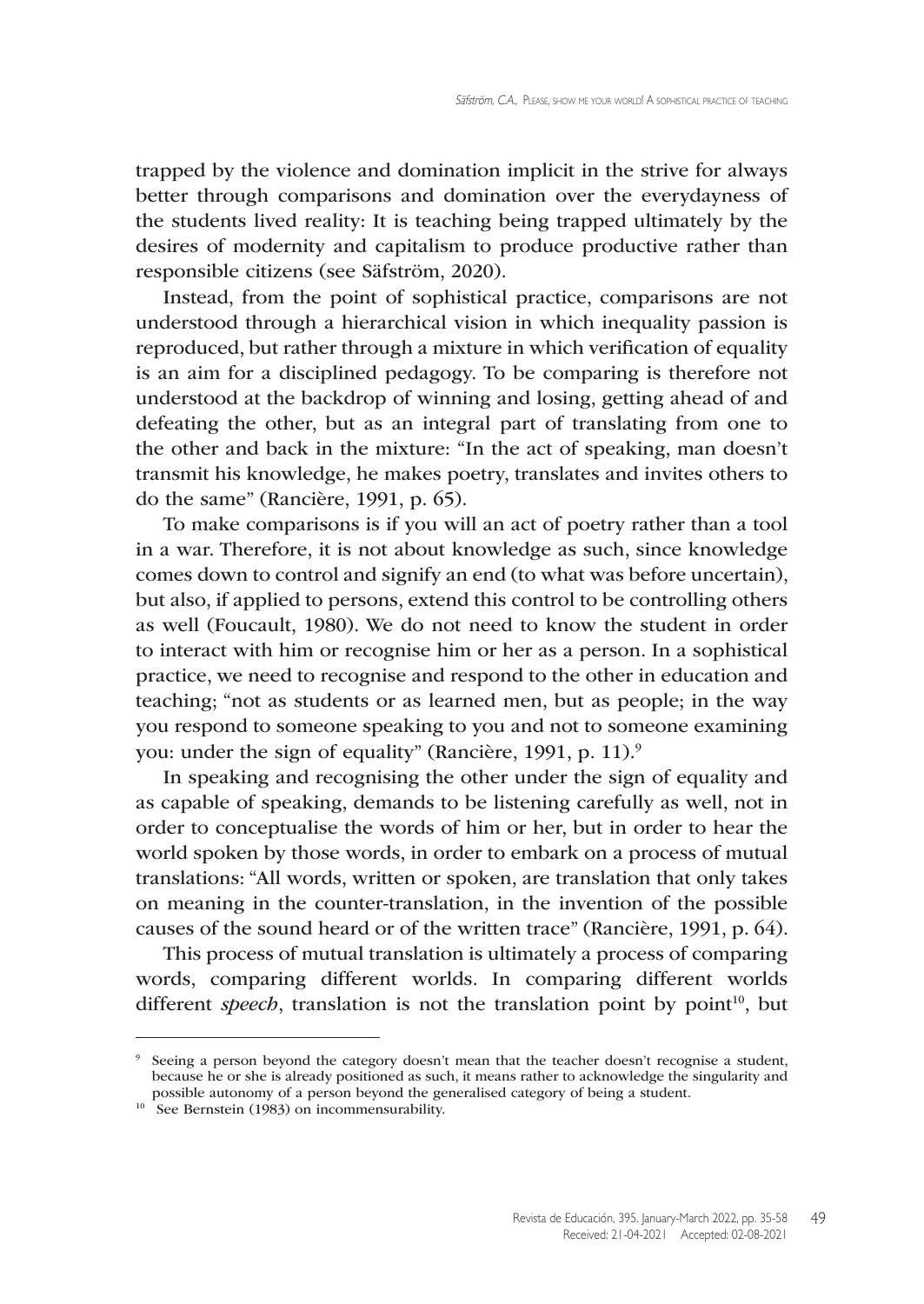trapped by the violence and domination implicit in the strive for always better through comparisons and domination over the everydayness of the students lived reality: It is teaching being trapped ultimately by the desires of modernity and capitalism to produce productive rather than responsible citizens (see Säfström, 2020).

Instead, from the point of sophistical practice, comparisons are not understood through a hierarchical vision in which inequality passion is reproduced, but rather through a mixture in which verification of equality is an aim for a disciplined pedagogy. To be comparing is therefore not understood at the backdrop of winning and losing, getting ahead of and defeating the other, but as an integral part of translating from one to the other and back in the mixture: "In the act of speaking, man doesn't transmit his knowledge, he makes poetry, translates and invites others to do the same" (Rancière, 1991, p. 65).

To make comparisons is if you will an act of poetry rather than a tool in a war. Therefore, it is not about knowledge as such, since knowledge comes down to control and signify an end (to what was before uncertain), but also, if applied to persons, extend this control to be controlling others as well (Foucault, 1980). We do not need to know the student in order to interact with him or recognise him or her as a person. In a sophistical practice, we need to recognise and respond to the other in education and teaching; "not as students or as learned men, but as people; in the way you respond to someone speaking to you and not to someone examining you: under the sign of equality" (Rancière, 1991, p. 11).[9]

In speaking and recognising the other under the sign of equality and as capable of speaking, demands to be listening carefully as well, not in order to conceptualise the words of him or her, but in order to hear the world spoken by those words, in order to embark on a process of mutual translations: "All words, written or spoken, are translation that only takes on meaning in the counter-translation, in the invention of the possible causes of the sound heard or of the written trace" (Rancière, 1991, p. 64).

This process of mutual translation is ultimately a process of comparing words, comparing different worlds. In comparing different worlds different *speech*, translation is not the translation point by point[10], but

---

[9] Seeing a person beyond the category doesn't mean that the teacher doesn't recognise a student, because he or she is already positioned as such, it means rather to acknowledge the singularity and possible autonomy of a person beyond the generalised category of being a student.

[10] See Bernstein (1983) on incommensurability.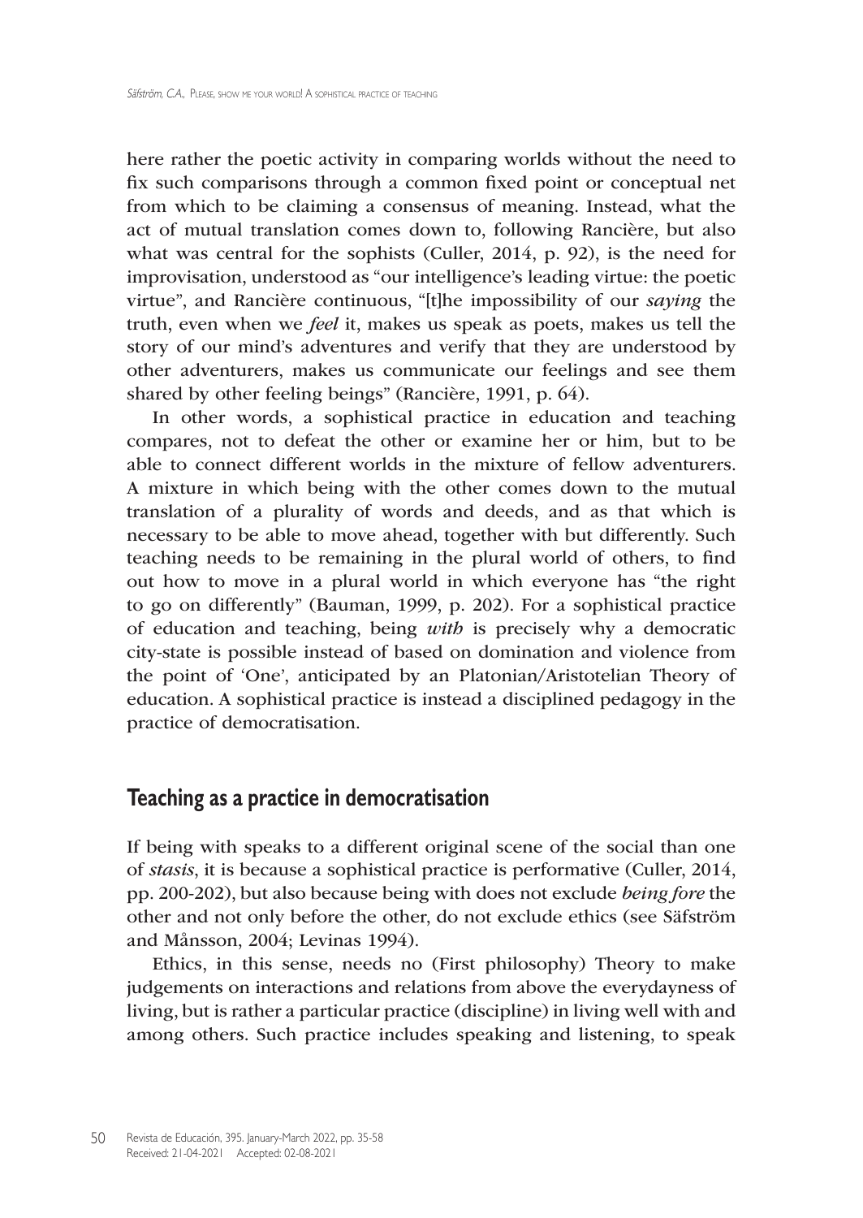here rather the poetic activity in comparing worlds without the need to fix such comparisons through a common fixed point or conceptual net from which to be claiming a consensus of meaning. Instead, what the act of mutual translation comes down to, following Rancière, but also what was central for the sophists (Culler, 2014, p. 92), is the need for improvisation, understood as "our intelligence's leading virtue: the poetic virtue", and Rancière continuous, "[t]he impossibility of our *saying* the truth, even when we *feel* it, makes us speak as poets, makes us tell the story of our mind's adventures and verify that they are understood by other adventurers, makes us communicate our feelings and see them shared by other feeling beings" (Rancière, 1991, p. 64).

In other words, a sophistical practice in education and teaching compares, not to defeat the other or examine her or him, but to be able to connect different worlds in the mixture of fellow adventurers. A mixture in which being with the other comes down to the mutual translation of a plurality of words and deeds, and as that which is necessary to be able to move ahead, together with but differently. Such teaching needs to be remaining in the plural world of others, to find out how to move in a plural world in which everyone has "the right to go on differently" (Bauman, 1999, p. 202). For a sophistical practice of education and teaching, being *with* is precisely why a democratic city-state is possible instead of based on domination and violence from the point of 'One', anticipated by an Platonian/Aristotelian Theory of education. A sophistical practice is instead a disciplined pedagogy in the practice of democratisation.

## Teaching as a practice in democratisation

If being with speaks to a different original scene of the social than one of *stasis*, it is because a sophistical practice is performative (Culler, 2014, pp. 200-202), but also because being with does not exclude *being fore* the other and not only before the other, do not exclude ethics (see Säfström and Månsson, 2004; Levinas 1994).

Ethics, in this sense, needs no (First philosophy) Theory to make judgements on interactions and relations from above the everydayness of living, but is rather a particular practice (discipline) in living well with and among others. Such practice includes speaking and listening, to speak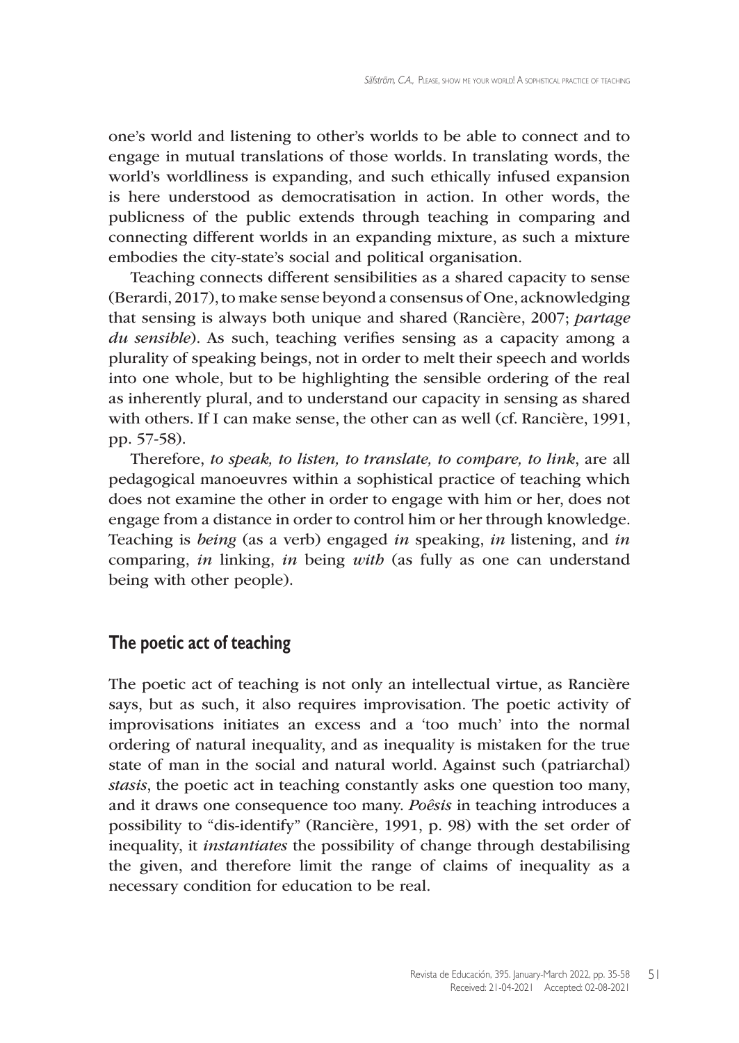one's world and listening to other's worlds to be able to connect and to engage in mutual translations of those worlds. In translating words, the world's worldliness is expanding, and such ethically infused expansion is here understood as democratisation in action. In other words, the publicness of the public extends through teaching in comparing and connecting different worlds in an expanding mixture, as such a mixture embodies the city-state's social and political organisation.

Teaching connects different sensibilities as a shared capacity to sense (Berardi, 2017), to make sense beyond a consensus of One, acknowledging that sensing is always both unique and shared (Rancière, 2007; *partage du sensible*). As such, teaching verifies sensing as a capacity among a plurality of speaking beings, not in order to melt their speech and worlds into one whole, but to be highlighting the sensible ordering of the real as inherently plural, and to understand our capacity in sensing as shared with others. If I can make sense, the other can as well (cf. Rancière, 1991, pp. 57-58).

Therefore, *to speak, to listen, to translate, to compare, to link*, are all pedagogical manoeuvres within a sophistical practice of teaching which does not examine the other in order to engage with him or her, does not engage from a distance in order to control him or her through knowledge. Teaching is *being* (as a verb) engaged *in* speaking, *in* listening, and *in* comparing, *in* linking, *in* being *with* (as fully as one can understand being with other people).

## The poetic act of teaching

The poetic act of teaching is not only an intellectual virtue, as Rancière says, but as such, it also requires improvisation. The poetic activity of improvisations initiates an excess and a 'too much' into the normal ordering of natural inequality, and as inequality is mistaken for the true state of man in the social and natural world. Against such (patriarchal) *stasis*, the poetic act in teaching constantly asks one question too many, and it draws one consequence too many. *Poêsis* in teaching introduces a possibility to "dis-identify" (Rancière, 1991, p. 98) with the set order of inequality, it *instantiates* the possibility of change through destabilising the given, and therefore limit the range of claims of inequality as a necessary condition for education to be real.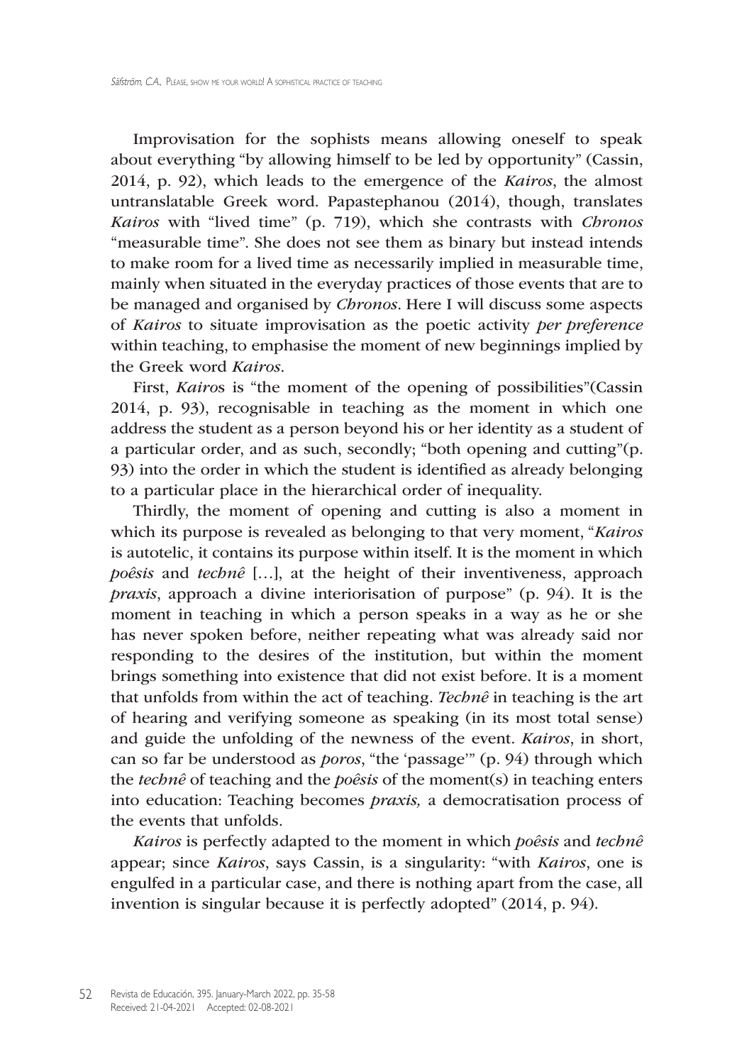Improvisation for the sophists means allowing oneself to speak about everything "by allowing himself to be led by opportunity" (Cassin, 2014, p. 92), which leads to the emergence of the *Kairos*, the almost untranslatable Greek word. Papastephanou (2014), though, translates *Kairos* with "lived time" (p. 719), which she contrasts with *Chronos* "measurable time". She does not see them as binary but instead intends to make room for a lived time as necessarily implied in measurable time, mainly when situated in the everyday practices of those events that are to be managed and organised by *Chronos*. Here I will discuss some aspects of *Kairos* to situate improvisation as the poetic activity *per preference* within teaching, to emphasise the moment of new beginnings implied by the Greek word *Kairos*.

First, *Kairos* is "the moment of the opening of possibilities"(Cassin 2014, p. 93), recognisable in teaching as the moment in which one address the student as a person beyond his or her identity as a student of a particular order, and as such, secondly; "both opening and cutting"(p. 93) into the order in which the student is identified as already belonging to a particular place in the hierarchical order of inequality.

Thirdly, the moment of opening and cutting is also a moment in which its purpose is revealed as belonging to that very moment, "*Kairos* is autotelic, it contains its purpose within itself. It is the moment in which *poêsis* and *technê* […], at the height of their inventiveness, approach *praxis*, approach a divine interiorisation of purpose" (p. 94). It is the moment in teaching in which a person speaks in a way as he or she has never spoken before, neither repeating what was already said nor responding to the desires of the institution, but within the moment brings something into existence that did not exist before. It is a moment that unfolds from within the act of teaching. *Technê* in teaching is the art of hearing and verifying someone as speaking (in its most total sense) and guide the unfolding of the newness of the event. *Kairos*, in short, can so far be understood as *poros*, "the 'passage'" (p. 94) through which the *technê* of teaching and the *poêsis* of the moment(s) in teaching enters into education: Teaching becomes *praxis,* a democratisation process of the events that unfolds.

*Kairos* is perfectly adapted to the moment in which *poêsis* and *technê* appear; since *Kairos*, says Cassin, is a singularity: "with *Kairos*, one is engulfed in a particular case, and there is nothing apart from the case, all invention is singular because it is perfectly adopted" (2014, p. 94).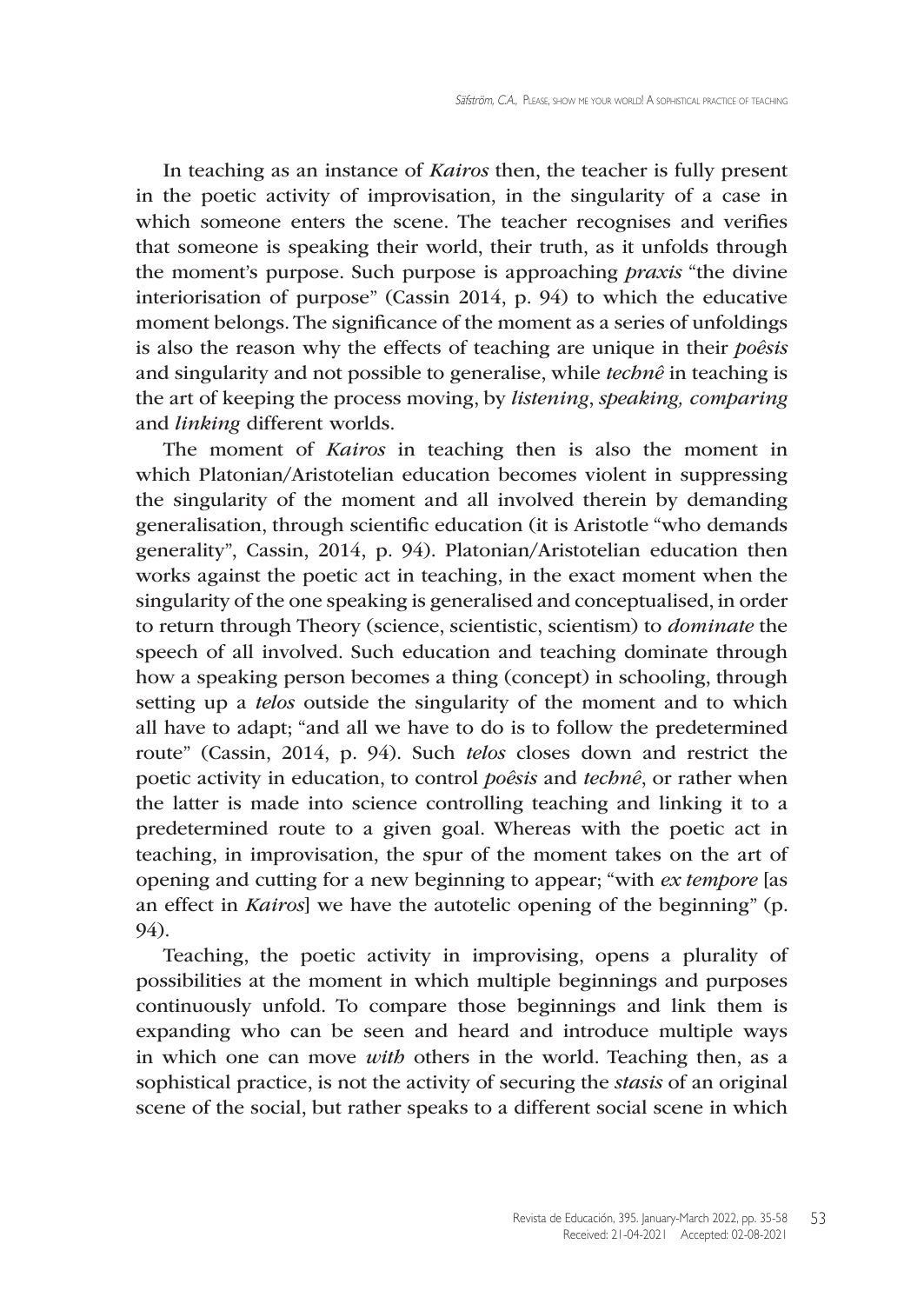In teaching as an instance of *Kairos* then, the teacher is fully present in the poetic activity of improvisation, in the singularity of a case in which someone enters the scene. The teacher recognises and verifies that someone is speaking their world, their truth, as it unfolds through the moment's purpose. Such purpose is approaching *praxis* "the divine interiorisation of purpose" (Cassin 2014, p. 94) to which the educative moment belongs. The significance of the moment as a series of unfoldings is also the reason why the effects of teaching are unique in their *poêsis* and singularity and not possible to generalise, while *technê* in teaching is the art of keeping the process moving, by *listening*, *speaking, comparing* and *linking* different worlds.

The moment of *Kairos* in teaching then is also the moment in which Platonian/Aristotelian education becomes violent in suppressing the singularity of the moment and all involved therein by demanding generalisation, through scientific education (it is Aristotle "who demands generality", Cassin, 2014, p. 94). Platonian/Aristotelian education then works against the poetic act in teaching, in the exact moment when the singularity of the one speaking is generalised and conceptualised, in order to return through Theory (science, scientistic, scientism) to *dominate* the speech of all involved. Such education and teaching dominate through how a speaking person becomes a thing (concept) in schooling, through setting up a *telos* outside the singularity of the moment and to which all have to adapt; "and all we have to do is to follow the predetermined route" (Cassin, 2014, p. 94). Such *telos* closes down and restrict the poetic activity in education, to control *poêsis* and *technê*, or rather when the latter is made into science controlling teaching and linking it to a predetermined route to a given goal. Whereas with the poetic act in teaching, in improvisation, the spur of the moment takes on the art of opening and cutting for a new beginning to appear; "with *ex tempore* [as an effect in *Kairos*] we have the autotelic opening of the beginning" (p. 94).

Teaching, the poetic activity in improvising, opens a plurality of possibilities at the moment in which multiple beginnings and purposes continuously unfold. To compare those beginnings and link them is expanding who can be seen and heard and introduce multiple ways in which one can move *with* others in the world. Teaching then, as a sophistical practice, is not the activity of securing the *stasis* of an original scene of the social, but rather speaks to a different social scene in which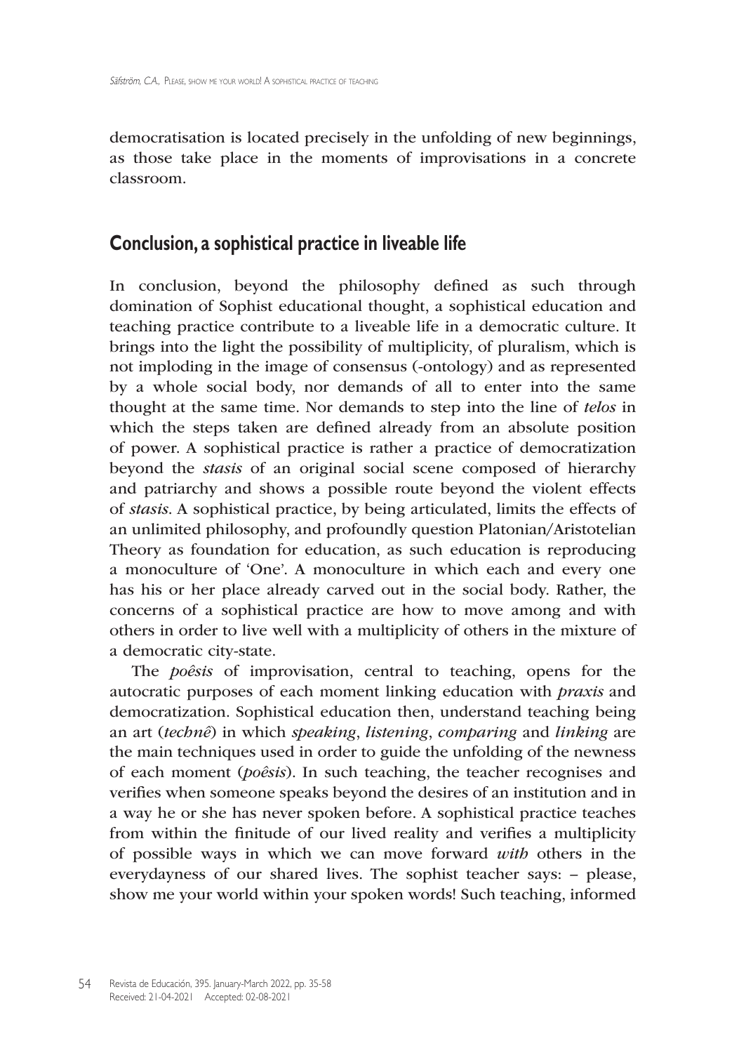democratisation is located precisely in the unfolding of new beginnings, as those take place in the moments of improvisations in a concrete classroom.

## Conclusion, a sophistical practice in liveable life

In conclusion, beyond the philosophy defined as such through domination of Sophist educational thought, a sophistical education and teaching practice contribute to a liveable life in a democratic culture. It brings into the light the possibility of multiplicity, of pluralism, which is not imploding in the image of consensus (-ontology) and as represented by a whole social body, nor demands of all to enter into the same thought at the same time. Nor demands to step into the line of *telos* in which the steps taken are defined already from an absolute position of power. A sophistical practice is rather a practice of democratization beyond the *stasis* of an original social scene composed of hierarchy and patriarchy and shows a possible route beyond the violent effects of *stasis*. A sophistical practice, by being articulated, limits the effects of an unlimited philosophy, and profoundly question Platonian/Aristotelian Theory as foundation for education, as such education is reproducing a monoculture of 'One'. A monoculture in which each and every one has his or her place already carved out in the social body. Rather, the concerns of a sophistical practice are how to move among and with others in order to live well with a multiplicity of others in the mixture of a democratic city-state.

The *poêsis* of improvisation, central to teaching, opens for the autocratic purposes of each moment linking education with *praxis* and democratization. Sophistical education then, understand teaching being an art (*technê*) in which *speaking*, *listening*, *comparing* and *linking* are the main techniques used in order to guide the unfolding of the newness of each moment (*poêsis*). In such teaching, the teacher recognises and verifies when someone speaks beyond the desires of an institution and in a way he or she has never spoken before. A sophistical practice teaches from within the finitude of our lived reality and verifies a multiplicity of possible ways in which we can move forward *with* others in the everydayness of our shared lives. The sophist teacher says: – please, show me your world within your spoken words! Such teaching, informed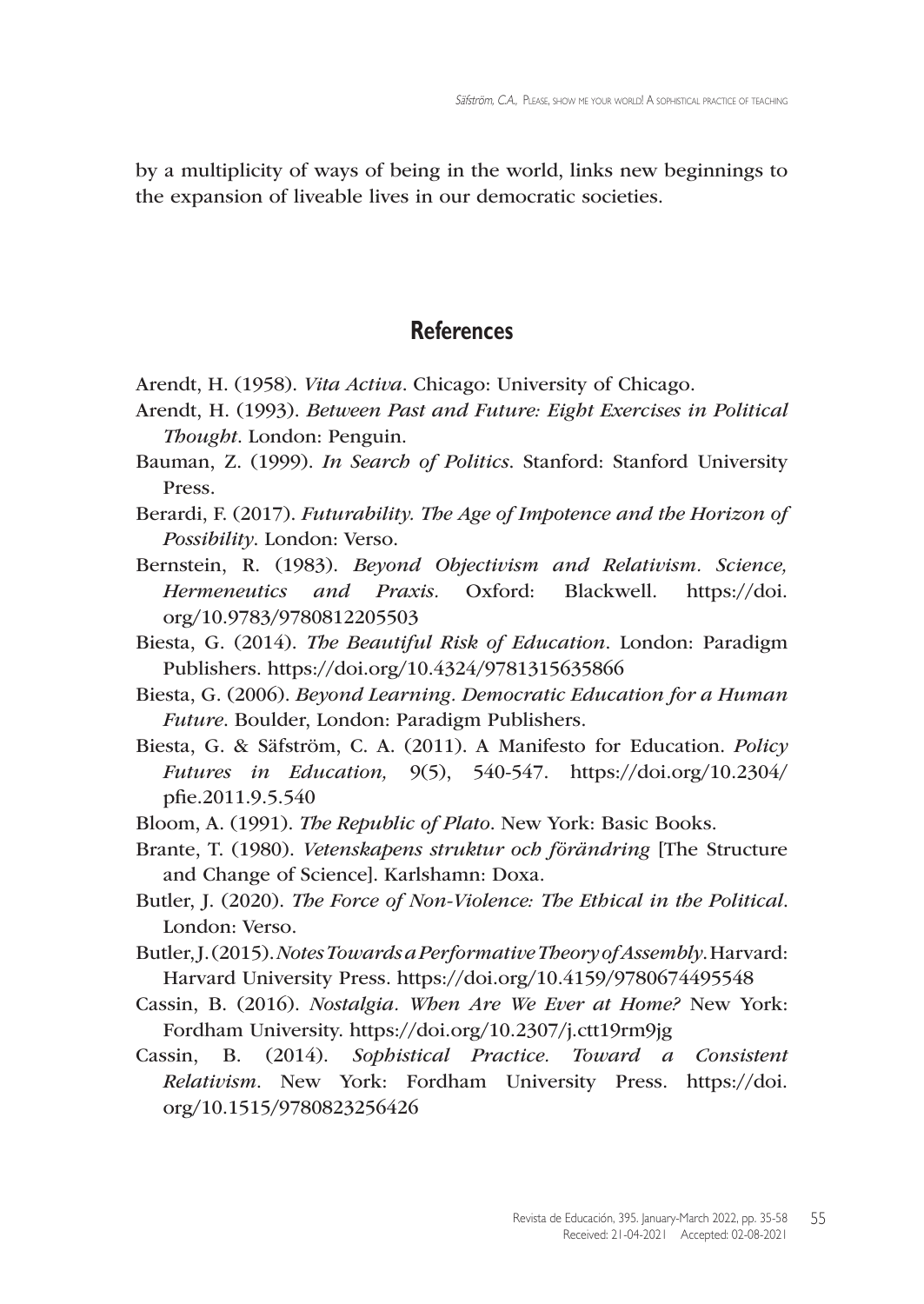by a multiplicity of ways of being in the world, links new beginnings to the expansion of liveable lives in our democratic societies.

## References

Arendt, H. (1958). *Vita Activa*. Chicago: University of Chicago.

Arendt, H. (1993). *Between Past and Future: Eight Exercises in Political Thought*. London: Penguin.

Bauman, Z. (1999). *In Search of Politics*. Stanford: Stanford University Press.

Berardi, F. (2017). *Futurability. The Age of Impotence and the Horizon of Possibility*. London: Verso.

Bernstein, R. (1983). *Beyond Objectivism and Relativism. Science, Hermeneutics and Praxis.* Oxford: Blackwell. https://doi.org/10.9783/9780812205503

Biesta, G. (2014). *The Beautiful Risk of Education*. London: Paradigm Publishers. https://doi.org/10.4324/9781315635866

Biesta, G. (2006). *Beyond Learning. Democratic Education for a Human Future*. Boulder, London: Paradigm Publishers.

Biesta, G. & Säfström, C. A. (2011). A Manifesto for Education. *Policy Futures in Education,* 9(5), 540-547. https://doi.org/10.2304/pfie.2011.9.5.540

Bloom, A. (1991). *The Republic of Plato*. New York: Basic Books.

Brante, T. (1980). *Vetenskapens struktur och förändring* [The Structure and Change of Science]. Karlshamn: Doxa.

Butler, J. (2020). *The Force of Non-Violence: The Ethical in the Political*. London: Verso.

Butler, J. (2015). *Notes Towards a Performative Theory of Assembly*. Harvard: Harvard University Press. https://doi.org/10.4159/9780674495548

Cassin, B. (2016). *Nostalgia. When Are We Ever at Home?* New York: Fordham University. https://doi.org/10.2307/j.ctt19rm9jg

Cassin, B. (2014). *Sophistical Practice. Toward a Consistent Relativism*. New York: Fordham University Press. https://doi.org/10.1515/9780823256426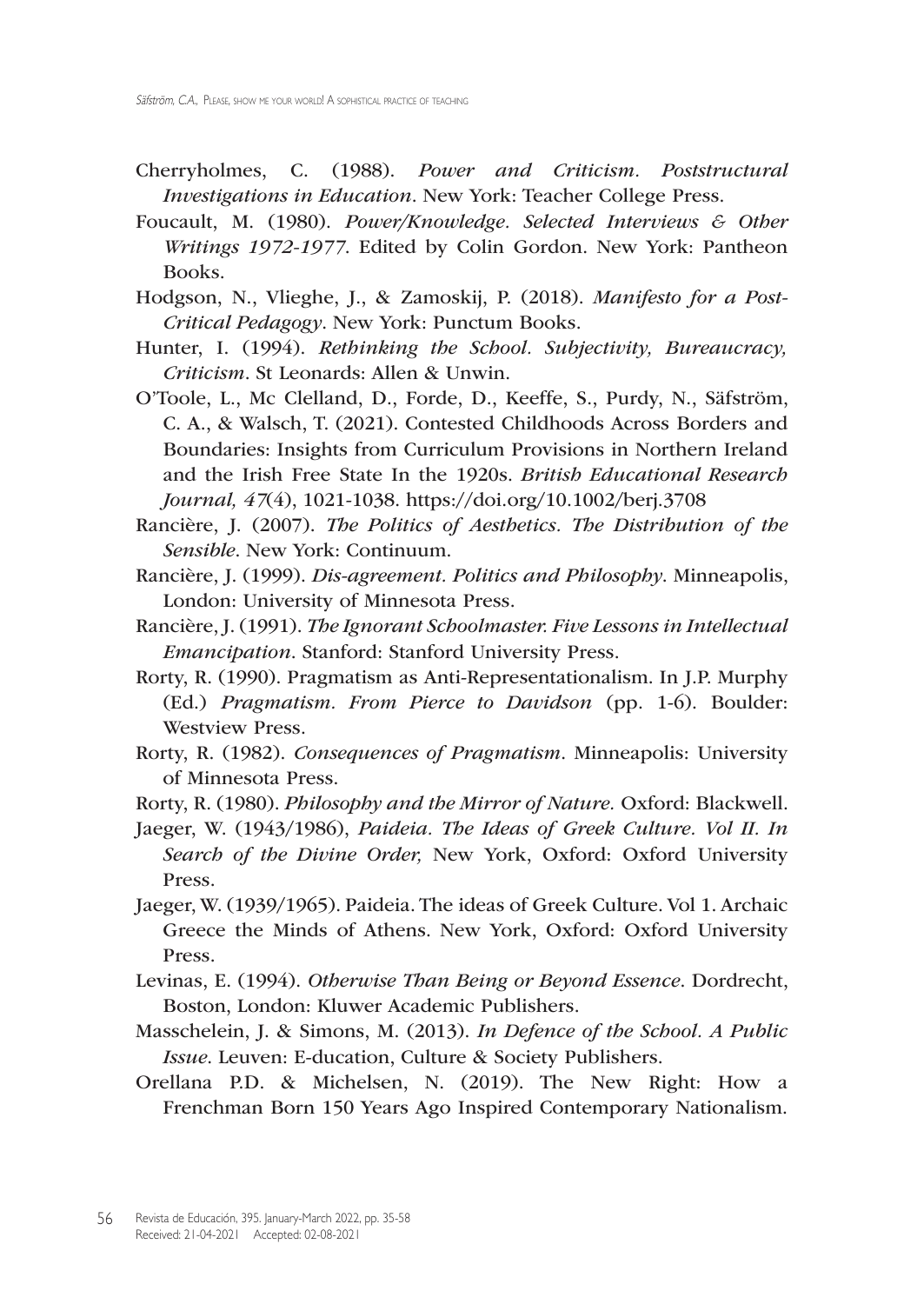Cherryholmes, C. (1988). *Power and Criticism. Poststructural Investigations in Education*. New York: Teacher College Press.

Foucault, M. (1980). *Power/Knowledge. Selected Interviews & Other Writings 1972-1977*. Edited by Colin Gordon. New York: Pantheon Books.

Hodgson, N., Vlieghe, J., & Zamoskij, P. (2018). *Manifesto for a Post-Critical Pedagogy*. New York: Punctum Books.

Hunter, I. (1994). *Rethinking the School. Subjectivity, Bureaucracy, Criticism*. St Leonards: Allen & Unwin.

O'Toole, L., Mc Clelland, D., Forde, D., Keeffe, S., Purdy, N., Säfström, C. A., & Walsch, T. (2021). Contested Childhoods Across Borders and Boundaries: Insights from Curriculum Provisions in Northern Ireland and the Irish Free State In the 1920s. *British Educational Research Journal, 47*(4), 1021-1038. https://doi.org/10.1002/berj.3708

Rancière, J. (2007). *The Politics of Aesthetics. The Distribution of the Sensible*. New York: Continuum.

Rancière, J. (1999). *Dis-agreement. Politics and Philosophy*. Minneapolis, London: University of Minnesota Press.

Rancière, J. (1991). *The Ignorant Schoolmaster. Five Lessons in Intellectual Emancipation*. Stanford: Stanford University Press.

Rorty, R. (1990). Pragmatism as Anti-Representationalism. In J.P. Murphy (Ed.) *Pragmatism. From Pierce to Davidson* (pp. 1-6). Boulder: Westview Press.

Rorty, R. (1982). *Consequences of Pragmatism*. Minneapolis: University of Minnesota Press.

Rorty, R. (1980). *Philosophy and the Mirror of Nature*. Oxford: Blackwell.

Jaeger, W. (1943/1986), *Paideia. The Ideas of Greek Culture. Vol II. In Search of the Divine Order*, New York, Oxford: Oxford University Press.

Jaeger, W. (1939/1965). Paideia. The ideas of Greek Culture. Vol 1. Archaic Greece the Minds of Athens. New York, Oxford: Oxford University Press.

Levinas, E. (1994). *Otherwise Than Being or Beyond Essence*. Dordrecht, Boston, London: Kluwer Academic Publishers.

Masschelein, J. & Simons, M. (2013). *In Defence of the School. A Public Issue*. Leuven: E-ducation, Culture & Society Publishers.

Orellana P.D. & Michelsen, N. (2019). The New Right: How a Frenchman Born 150 Years Ago Inspired Contemporary Nationalism.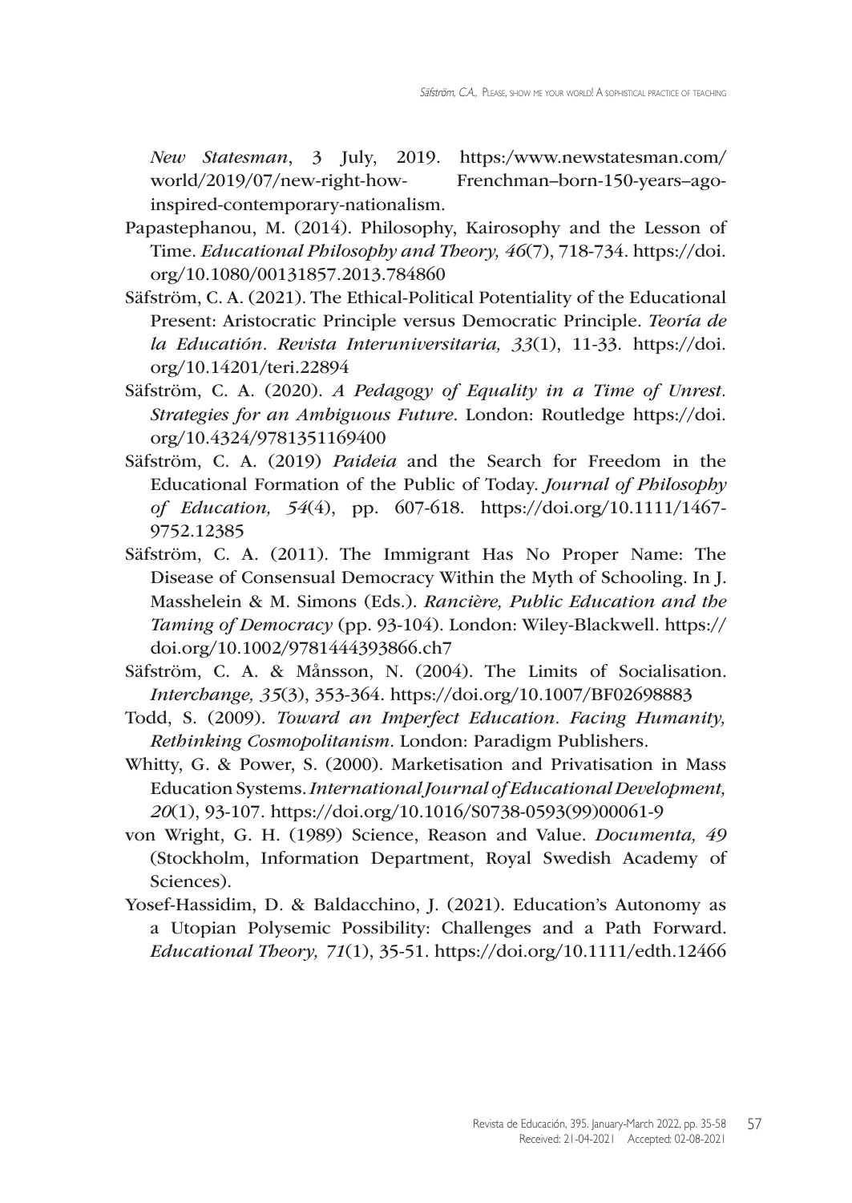*New Statesman*, 3 July, 2019. https:/www.newstatesman.com/world/2019/07/new-right-how- Frenchman–born-150-years–ago-inspired-contemporary-nationalism.

Papastephanou, M. (2014). Philosophy, Kairosophy and the Lesson of Time. *Educational Philosophy and Theory, 46*(7), 718-734. https://doi.org/10.1080/00131857.2013.784860

Säfström, C. A. (2021). The Ethical-Political Potentiality of the Educational Present: Aristocratic Principle versus Democratic Principle. *Teoría de la Educatión. Revista Interuniversitaria, 33*(1), 11-33. https://doi.org/10.14201/teri.22894

Säfström, C. A. (2020). *A Pedagogy of Equality in a Time of Unrest. Strategies for an Ambiguous Future*. London: Routledge https://doi.org/10.4324/9781351169400

Säfström, C. A. (2019) *Paideia* and the Search for Freedom in the Educational Formation of the Public of Today. *Journal of Philosophy of Education, 54*(4), pp. 607-618. https://doi.org/10.1111/1467-9752.12385

Säfström, C. A. (2011). The Immigrant Has No Proper Name: The Disease of Consensual Democracy Within the Myth of Schooling. In J. Masshelein & M. Simons (Eds.). *Rancière, Public Education and the Taming of Democracy* (pp. 93-104). London: Wiley-Blackwell. https://doi.org/10.1002/9781444393866.ch7

Säfström, C. A. & Månsson, N. (2004). The Limits of Socialisation. *Interchange, 35*(3), 353-364. https://doi.org/10.1007/BF02698883

Todd, S. (2009). *Toward an Imperfect Education. Facing Humanity, Rethinking Cosmopolitanism*. London: Paradigm Publishers.

Whitty, G. & Power, S. (2000). Marketisation and Privatisation in Mass Education Systems. *International Journal of Educational Development, 20*(1), 93-107. https://doi.org/10.1016/S0738-0593(99)00061-9

von Wright, G. H. (1989) Science, Reason and Value. *Documenta, 49* (Stockholm, Information Department, Royal Swedish Academy of Sciences).

Yosef-Hassidim, D. & Baldacchino, J. (2021). Education's Autonomy as a Utopian Polysemic Possibility: Challenges and a Path Forward. *Educational Theory, 71*(1), 35-51. https://doi.org/10.1111/edth.12466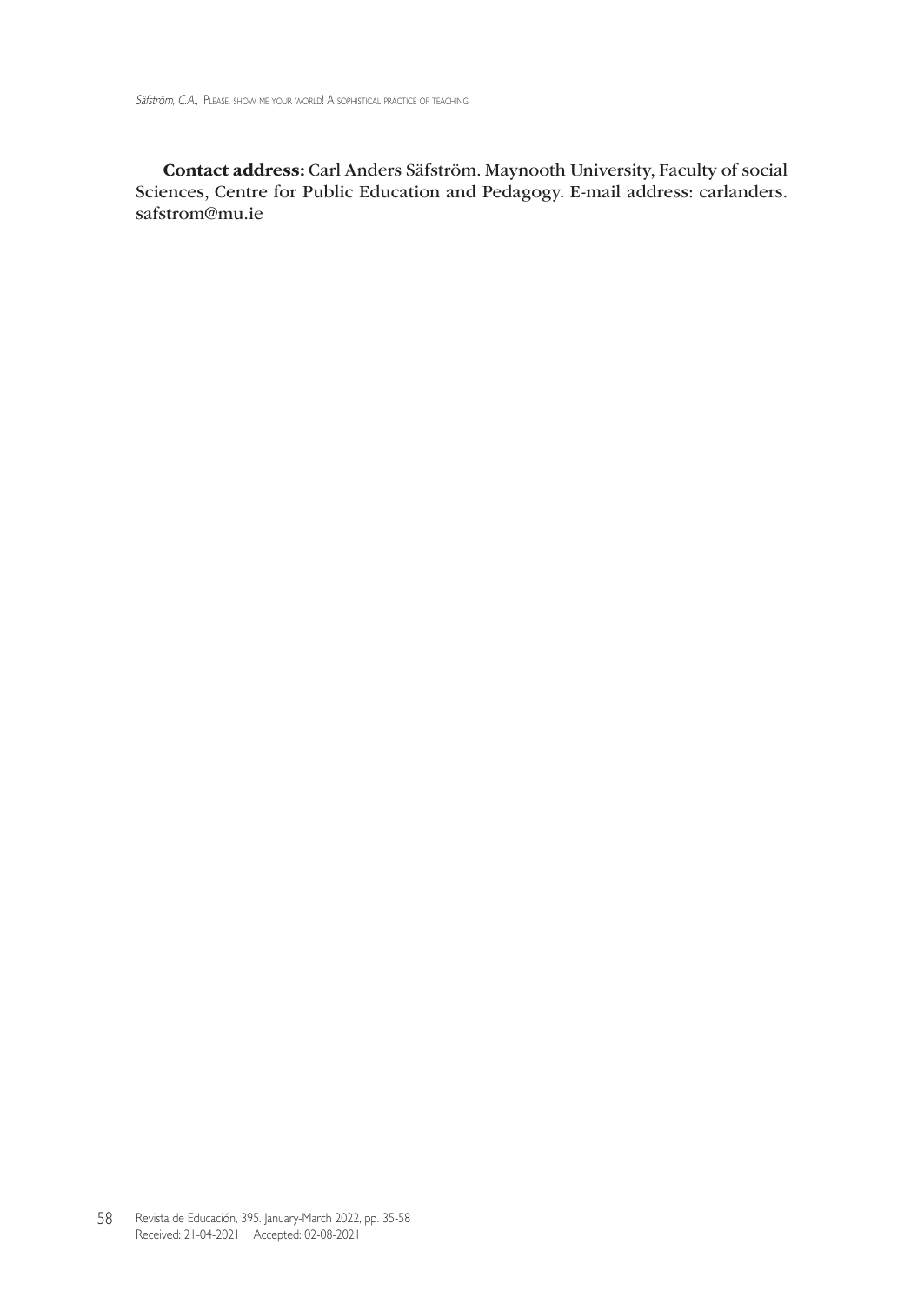**Contact address:** Carl Anders Säfström. Maynooth University, Faculty of social Sciences, Centre for Public Education and Pedagogy. E-mail address: carlanders.safstrom@mu.ie